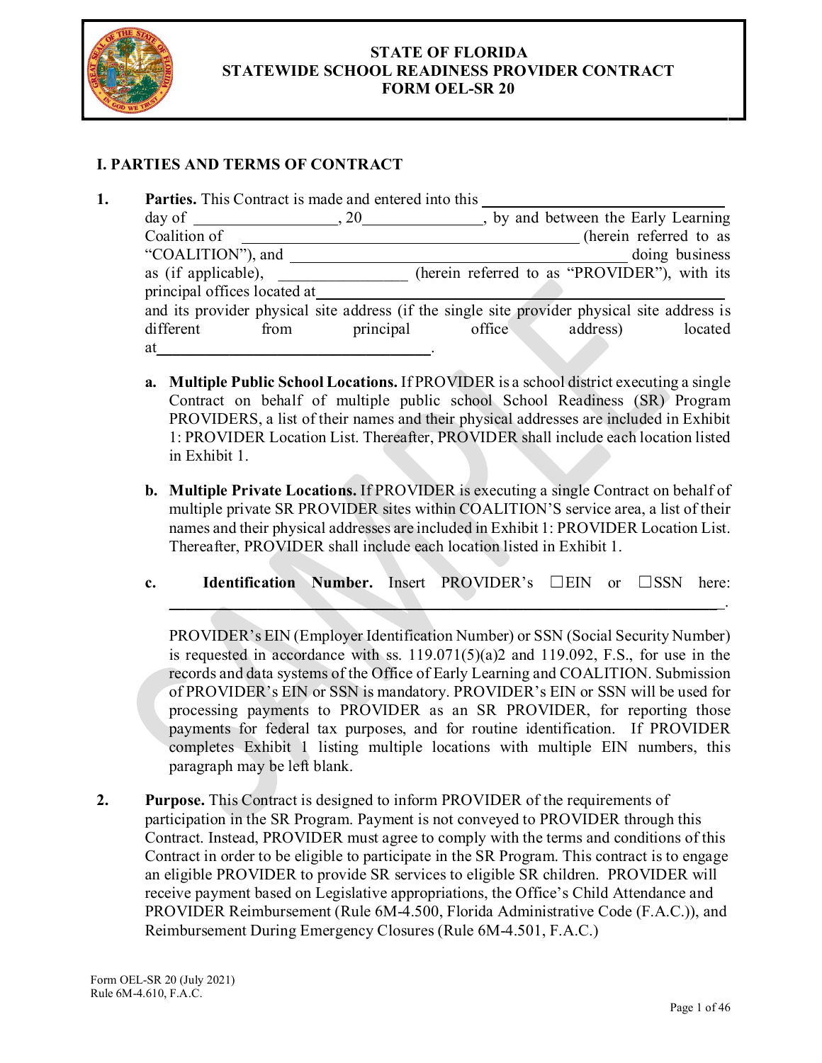# STATE OF FLORIDA
# STATEWIDE SCHOOL READINESS PROVIDER CONTRACT
# FORM OEL-SR 20

## I. PARTIES AND TERMS OF CONTRACT

1. **Parties.** This Contract is made and entered into this ______________________________ day of __________________, 20_______________, by and between the Early Learning Coalition of ____________________________________________ (herein referred to as "COALITION"), and ____________________________________________ doing business as (if applicable), ________________ (herein referred to as "PROVIDER"), with its principal offices located at____________________________________________ and its provider physical site address (if the single site provider physical site address is different from principal office address) located at__________________________________.

   a. **Multiple Public School Locations.** If PROVIDER is a school district executing a single Contract on behalf of multiple public school School Readiness (SR) Program PROVIDERS, a list of their names and their physical addresses are included in Exhibit 1: PROVIDER Location List. Thereafter, PROVIDER shall include each location listed in Exhibit 1.

   b. **Multiple Private Locations.** If PROVIDER is executing a single Contract on behalf of multiple private SR PROVIDER sites within COALITION'S service area, a list of their names and their physical addresses are included in Exhibit 1: PROVIDER Location List. Thereafter, PROVIDER shall include each location listed in Exhibit 1.

   c. **Identification Number.** Insert PROVIDER's ☐EIN or ☐SSN here: ________________________________________________________________________.

   PROVIDER's EIN (Employer Identification Number) or SSN (Social Security Number) is requested in accordance with ss. 119.071(5)(a)2 and 119.092, F.S., for use in the records and data systems of the Office of Early Learning and COALITION. Submission of PROVIDER's EIN or SSN is mandatory. PROVIDER's EIN or SSN will be used for processing payments to PROVIDER as an SR PROVIDER, for reporting those payments for federal tax purposes, and for routine identification. If PROVIDER completes Exhibit 1 listing multiple locations with multiple EIN numbers, this paragraph may be left blank.

2. **Purpose.** This Contract is designed to inform PROVIDER of the requirements of participation in the SR Program. Payment is not conveyed to PROVIDER through this Contract. Instead, PROVIDER must agree to comply with the terms and conditions of this Contract in order to be eligible to participate in the SR Program. This contract is to engage an eligible PROVIDER to provide SR services to eligible SR children. PROVIDER will receive payment based on Legislative appropriations, the Office's Child Attendance and PROVIDER Reimbursement (Rule 6M-4.500, Florida Administrative Code (F.A.C.)), and Reimbursement During Emergency Closures (Rule 6M-4.501, F.A.C.)

Form OEL-SR 20 (July 2021)
Rule 6M-4.610, F.A.C.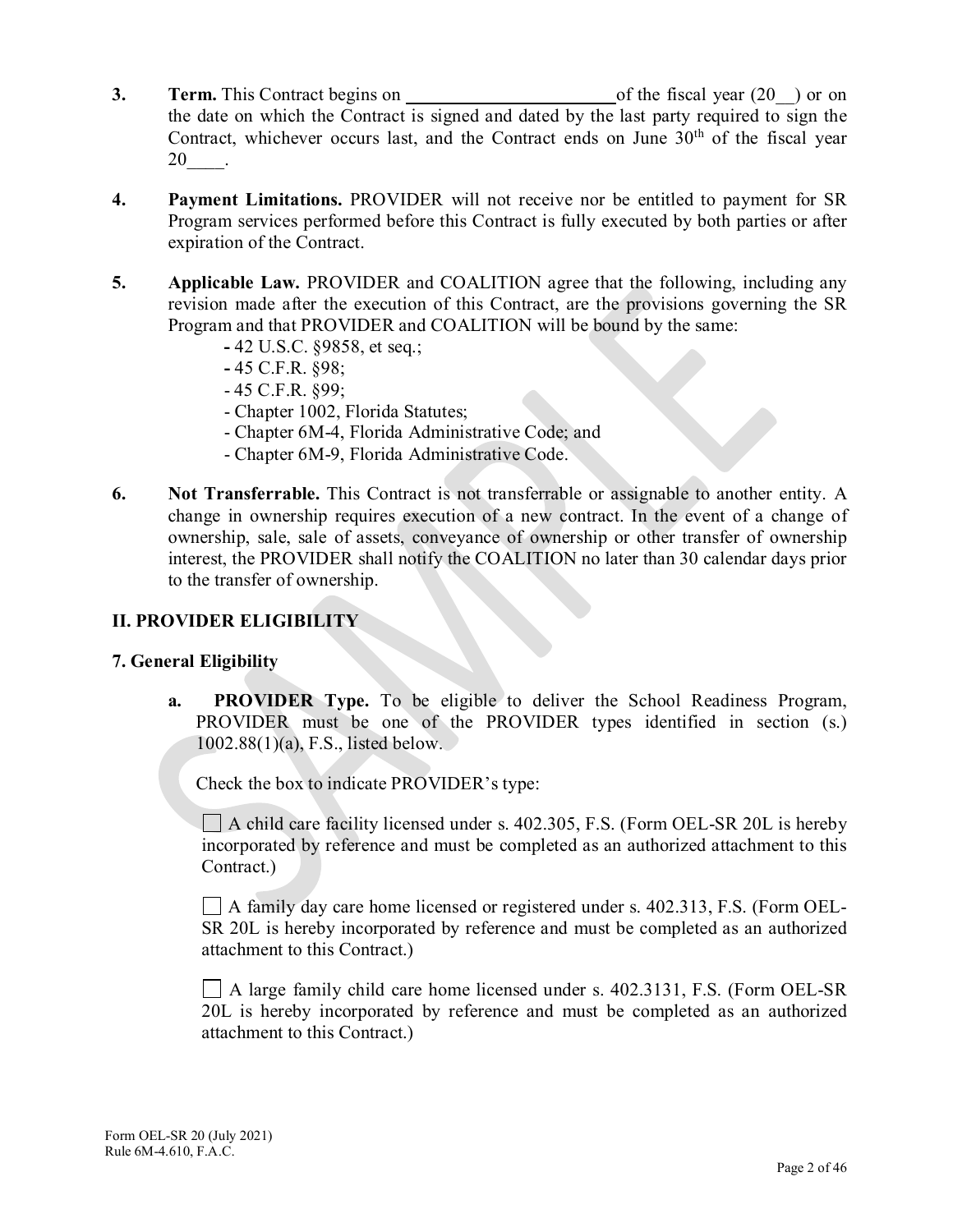**3. Term.** This Contract begins on \_\_\_\_\_\_\_\_\_\_\_\_\_\_\_\_\_\_\_\_\_\_\_ of the fiscal year (20\_\_) or on the date on which the Contract is signed and dated by the last party required to sign the Contract, whichever occurs last, and the Contract ends on June 30th of the fiscal year 20\_\_\_\_.

**4. Payment Limitations.** PROVIDER will not receive nor be entitled to payment for SR Program services performed before this Contract is fully executed by both parties or after expiration of the Contract.

**5. Applicable Law.** PROVIDER and COALITION agree that the following, including any revision made after the execution of this Contract, are the provisions governing the SR Program and that PROVIDER and COALITION will be bound by the same:

- 42 U.S.C. §9858, et seq.;
- 45 C.F.R. §98;
- 45 C.F.R. §99;
- Chapter 1002, Florida Statutes;
- Chapter 6M-4, Florida Administrative Code; and
- Chapter 6M-9, Florida Administrative Code.

**6. Not Transferrable.** This Contract is not transferrable or assignable to another entity. A change in ownership requires execution of a new contract. In the event of a change of ownership, sale, sale of assets, conveyance of ownership or other transfer of ownership interest, the PROVIDER shall notify the COALITION no later than 30 calendar days prior to the transfer of ownership.

## II. PROVIDER ELIGIBILITY

### 7. General Eligibility

**a. PROVIDER Type.** To be eligible to deliver the School Readiness Program, PROVIDER must be one of the PROVIDER types identified in section (s.) 1002.88(1)(a), F.S., listed below.

Check the box to indicate PROVIDER's type:

☐ A child care facility licensed under s. 402.305, F.S. (Form OEL-SR 20L is hereby incorporated by reference and must be completed as an authorized attachment to this Contract.)

☐ A family day care home licensed or registered under s. 402.313, F.S. (Form OEL-SR 20L is hereby incorporated by reference and must be completed as an authorized attachment to this Contract.)

☐ A large family child care home licensed under s. 402.3131, F.S. (Form OEL-SR 20L is hereby incorporated by reference and must be completed as an authorized attachment to this Contract.)

Form OEL-SR 20 (July 2021)
Rule 6M-4.610, F.A.C.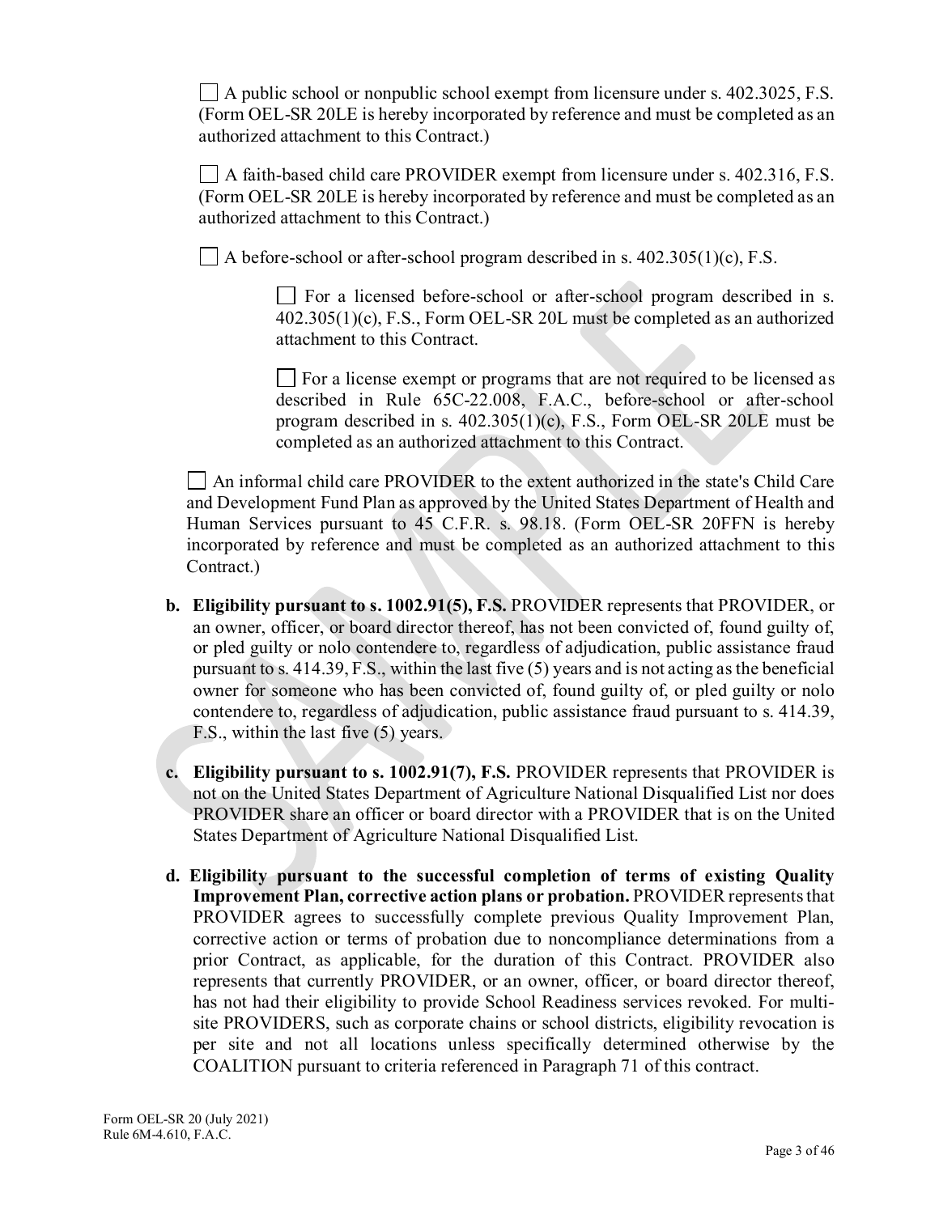☐ A public school or nonpublic school exempt from licensure under s. 402.3025, F.S. (Form OEL-SR 20LE is hereby incorporated by reference and must be completed as an authorized attachment to this Contract.)

☐ A faith-based child care PROVIDER exempt from licensure under s. 402.316, F.S. (Form OEL-SR 20LE is hereby incorporated by reference and must be completed as an authorized attachment to this Contract.)

☐ A before-school or after-school program described in s. 402.305(1)(c), F.S.

> ☐ For a licensed before-school or after-school program described in s. 402.305(1)(c), F.S., Form OEL-SR 20L must be completed as an authorized attachment to this Contract.
>
> ☐ For a license exempt or programs that are not required to be licensed as described in Rule 65C-22.008, F.A.C., before-school or after-school program described in s. 402.305(1)(c), F.S., Form OEL-SR 20LE must be completed as an authorized attachment to this Contract.

☐ An informal child care PROVIDER to the extent authorized in the state's Child Care and Development Fund Plan as approved by the United States Department of Health and Human Services pursuant to 45 C.F.R. s. 98.18. (Form OEL-SR 20FFN is hereby incorporated by reference and must be completed as an authorized attachment to this Contract.)

b. **Eligibility pursuant to s. 1002.91(5), F.S.** PROVIDER represents that PROVIDER, or an owner, officer, or board director thereof, has not been convicted of, found guilty of, or pled guilty or nolo contendere to, regardless of adjudication, public assistance fraud pursuant to s. 414.39, F.S., within the last five (5) years and is not acting as the beneficial owner for someone who has been convicted of, found guilty of, or pled guilty or nolo contendere to, regardless of adjudication, public assistance fraud pursuant to s. 414.39, F.S., within the last five (5) years.

c. **Eligibility pursuant to s. 1002.91(7), F.S.** PROVIDER represents that PROVIDER is not on the United States Department of Agriculture National Disqualified List nor does PROVIDER share an officer or board director with a PROVIDER that is on the United States Department of Agriculture National Disqualified List.

d. **Eligibility pursuant to the successful completion of terms of existing Quality Improvement Plan, corrective action plans or probation.** PROVIDER represents that PROVIDER agrees to successfully complete previous Quality Improvement Plan, corrective action or terms of probation due to noncompliance determinations from a prior Contract, as applicable, for the duration of this Contract. PROVIDER also represents that currently PROVIDER, or an owner, officer, or board director thereof, has not had their eligibility to provide School Readiness services revoked. For multi-site PROVIDERS, such as corporate chains or school districts, eligibility revocation is per site and not all locations unless specifically determined otherwise by the COALITION pursuant to criteria referenced in Paragraph 71 of this contract.

Form OEL-SR 20 (July 2021)
Rule 6M-4.610, F.A.C.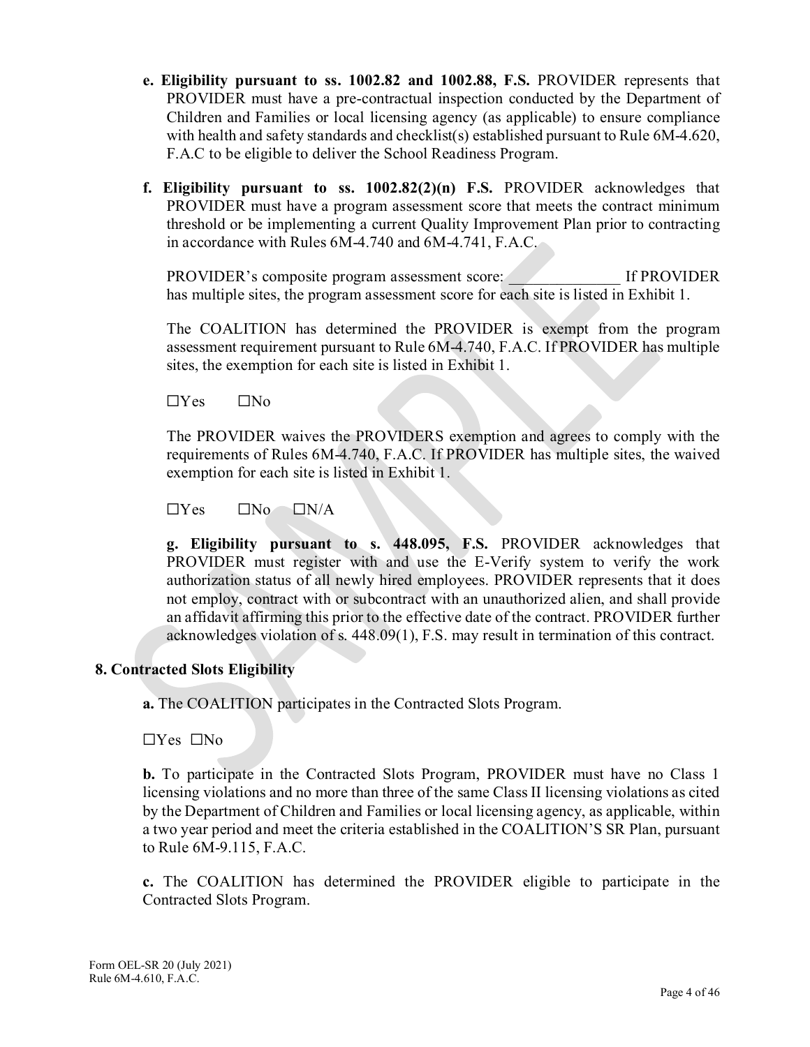**e. Eligibility pursuant to ss. 1002.82 and 1002.88, F.S.** PROVIDER represents that PROVIDER must have a pre-contractual inspection conducted by the Department of Children and Families or local licensing agency (as applicable) to ensure compliance with health and safety standards and checklist(s) established pursuant to Rule 6M-4.620, F.A.C to be eligible to deliver the School Readiness Program.

**f. Eligibility pursuant to ss. 1002.82(2)(n) F.S.** PROVIDER acknowledges that PROVIDER must have a program assessment score that meets the contract minimum threshold or be implementing a current Quality Improvement Plan prior to contracting in accordance with Rules 6M-4.740 and 6M-4.741, F.A.C.

PROVIDER's composite program assessment score: _______________ If PROVIDER has multiple sites, the program assessment score for each site is listed in Exhibit 1.

The COALITION has determined the PROVIDER is exempt from the program assessment requirement pursuant to Rule 6M-4.740, F.A.C. If PROVIDER has multiple sites, the exemption for each site is listed in Exhibit 1.

☐Yes ☐No

The PROVIDER waives the PROVIDERS exemption and agrees to comply with the requirements of Rules 6M-4.740, F.A.C. If PROVIDER has multiple sites, the waived exemption for each site is listed in Exhibit 1.

☐Yes ☐No ☐N/A

**g. Eligibility pursuant to s. 448.095, F.S.** PROVIDER acknowledges that PROVIDER must register with and use the E-Verify system to verify the work authorization status of all newly hired employees. PROVIDER represents that it does not employ, contract with or subcontract with an unauthorized alien, and shall provide an affidavit affirming this prior to the effective date of the contract. PROVIDER further acknowledges violation of s. 448.09(1), F.S. may result in termination of this contract.

**8. Contracted Slots Eligibility**

**a.** The COALITION participates in the Contracted Slots Program.

☐Yes ☐No

**b.** To participate in the Contracted Slots Program, PROVIDER must have no Class 1 licensing violations and no more than three of the same Class II licensing violations as cited by the Department of Children and Families or local licensing agency, as applicable, within a two year period and meet the criteria established in the COALITION'S SR Plan, pursuant to Rule 6M-9.115, F.A.C.

**c.** The COALITION has determined the PROVIDER eligible to participate in the Contracted Slots Program.

Form OEL-SR 20 (July 2021)
Rule 6M-4.610, F.A.C.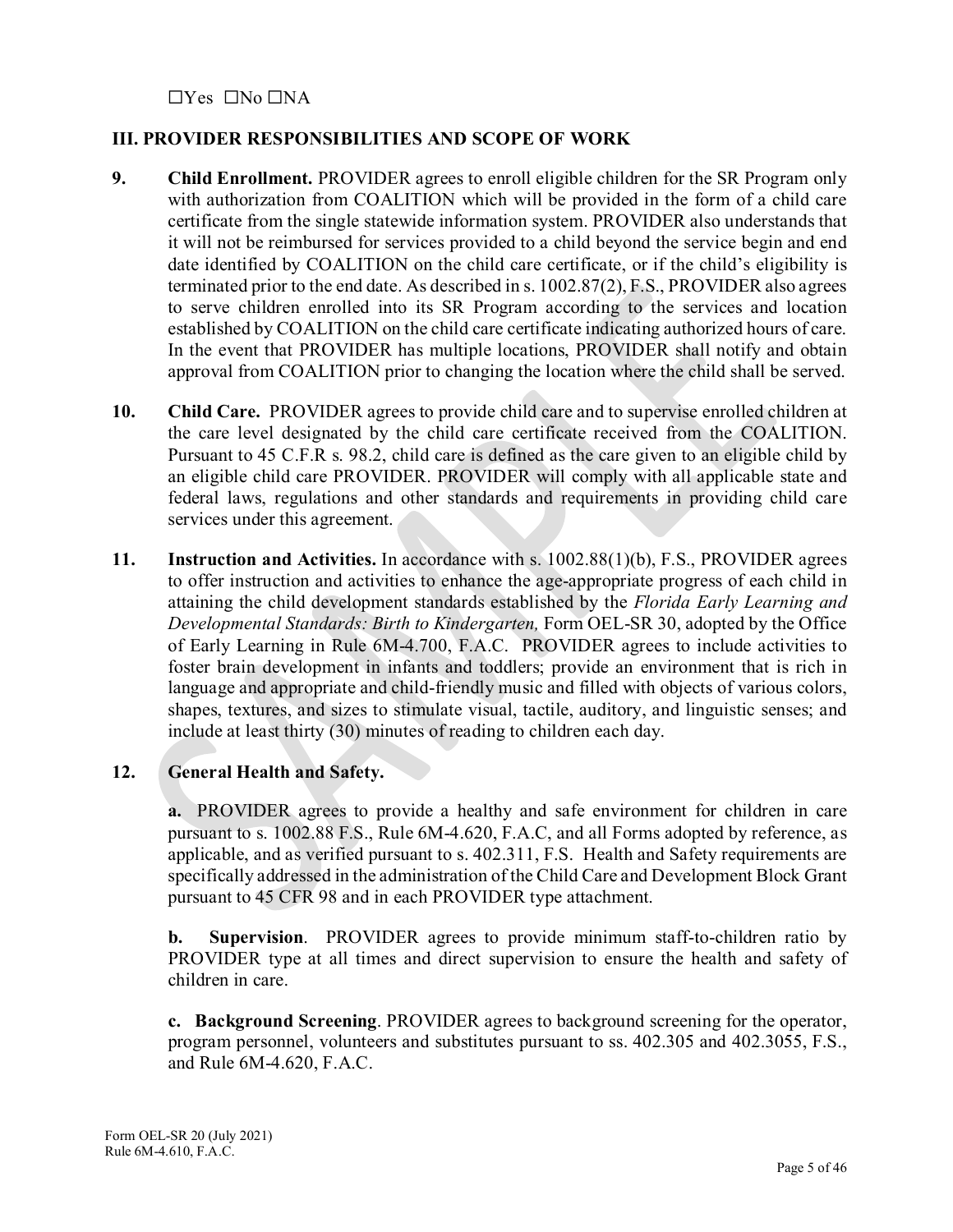☐Yes ☐No ☐NA

## III. PROVIDER RESPONSIBILITIES AND SCOPE OF WORK

**9. Child Enrollment.** PROVIDER agrees to enroll eligible children for the SR Program only with authorization from COALITION which will be provided in the form of a child care certificate from the single statewide information system. PROVIDER also understands that it will not be reimbursed for services provided to a child beyond the service begin and end date identified by COALITION on the child care certificate, or if the child's eligibility is terminated prior to the end date. As described in s. 1002.87(2), F.S., PROVIDER also agrees to serve children enrolled into its SR Program according to the services and location established by COALITION on the child care certificate indicating authorized hours of care. In the event that PROVIDER has multiple locations, PROVIDER shall notify and obtain approval from COALITION prior to changing the location where the child shall be served.

**10. Child Care.** PROVIDER agrees to provide child care and to supervise enrolled children at the care level designated by the child care certificate received from the COALITION. Pursuant to 45 C.F.R s. 98.2, child care is defined as the care given to an eligible child by an eligible child care PROVIDER. PROVIDER will comply with all applicable state and federal laws, regulations and other standards and requirements in providing child care services under this agreement.

**11. Instruction and Activities.** In accordance with s. 1002.88(1)(b), F.S., PROVIDER agrees to offer instruction and activities to enhance the age-appropriate progress of each child in attaining the child development standards established by the *Florida Early Learning and Developmental Standards: Birth to Kindergarten,* Form OEL-SR 30, adopted by the Office of Early Learning in Rule 6M-4.700, F.A.C. PROVIDER agrees to include activities to foster brain development in infants and toddlers; provide an environment that is rich in language and appropriate and child-friendly music and filled with objects of various colors, shapes, textures, and sizes to stimulate visual, tactile, auditory, and linguistic senses; and include at least thirty (30) minutes of reading to children each day.

**12. General Health and Safety.**

**a.** PROVIDER agrees to provide a healthy and safe environment for children in care pursuant to s. 1002.88 F.S., Rule 6M-4.620, F.A.C, and all Forms adopted by reference, as applicable, and as verified pursuant to s. 402.311, F.S. Health and Safety requirements are specifically addressed in the administration of the Child Care and Development Block Grant pursuant to 45 CFR 98 and in each PROVIDER type attachment.

**b. Supervision**. PROVIDER agrees to provide minimum staff-to-children ratio by PROVIDER type at all times and direct supervision to ensure the health and safety of children in care.

**c. Background Screening**. PROVIDER agrees to background screening for the operator, program personnel, volunteers and substitutes pursuant to ss. 402.305 and 402.3055, F.S., and Rule 6M-4.620, F.A.C.

Form OEL-SR 20 (July 2021)
Rule 6M-4.610, F.A.C.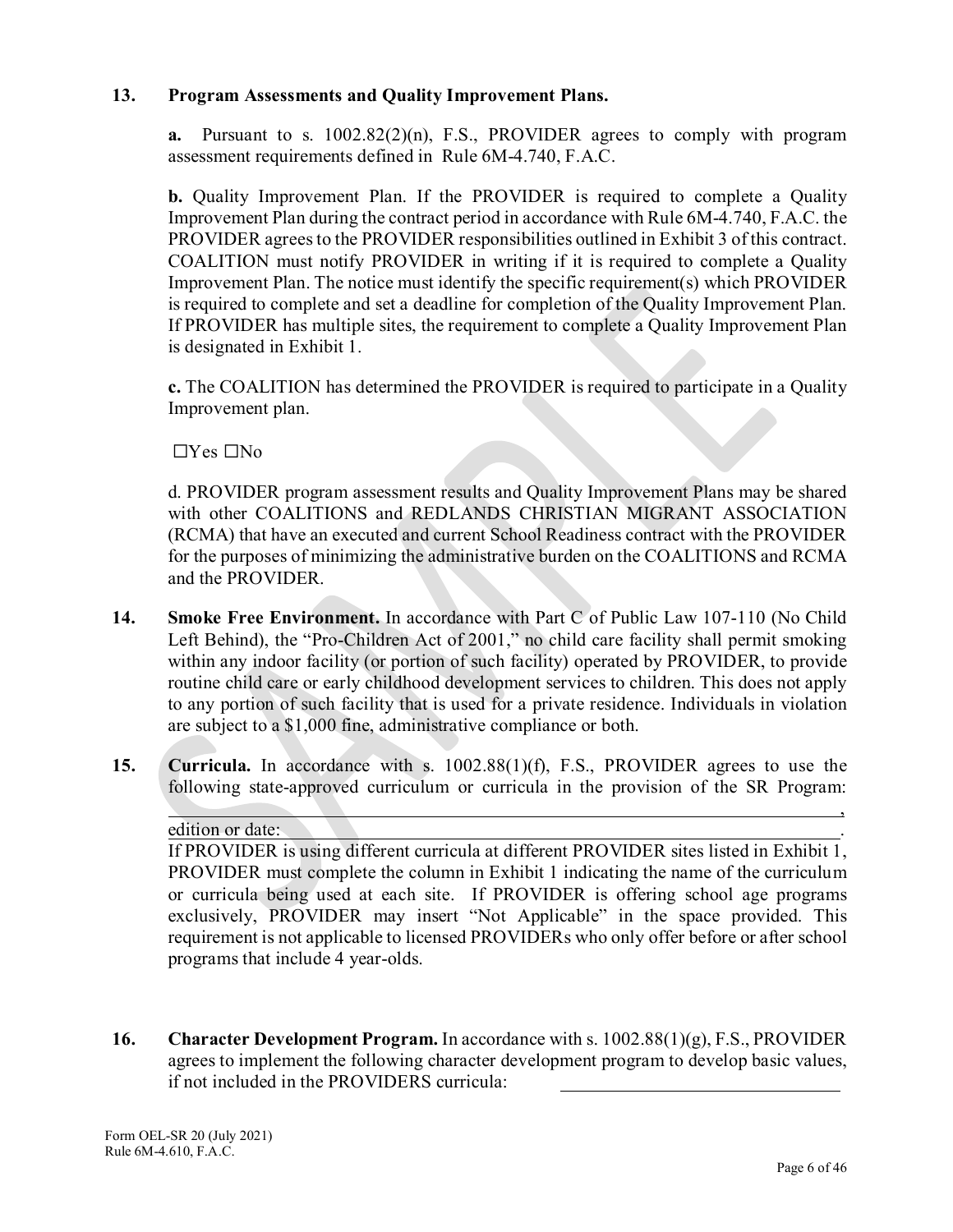**13. Program Assessments and Quality Improvement Plans.**

**a.** Pursuant to s. 1002.82(2)(n), F.S., PROVIDER agrees to comply with program assessment requirements defined in Rule 6M-4.740, F.A.C.

**b.** Quality Improvement Plan. If the PROVIDER is required to complete a Quality Improvement Plan during the contract period in accordance with Rule 6M-4.740, F.A.C. the PROVIDER agrees to the PROVIDER responsibilities outlined in Exhibit 3 of this contract. COALITION must notify PROVIDER in writing if it is required to complete a Quality Improvement Plan. The notice must identify the specific requirement(s) which PROVIDER is required to complete and set a deadline for completion of the Quality Improvement Plan. If PROVIDER has multiple sites, the requirement to complete a Quality Improvement Plan is designated in Exhibit 1.

**c.** The COALITION has determined the PROVIDER is required to participate in a Quality Improvement plan.

☐Yes ☐No

d. PROVIDER program assessment results and Quality Improvement Plans may be shared with other COALITIONS and REDLANDS CHRISTIAN MIGRANT ASSOCIATION (RCMA) that have an executed and current School Readiness contract with the PROVIDER for the purposes of minimizing the administrative burden on the COALITIONS and RCMA and the PROVIDER.

**14. Smoke Free Environment.** In accordance with Part C of Public Law 107-110 (No Child Left Behind), the "Pro-Children Act of 2001," no child care facility shall permit smoking within any indoor facility (or portion of such facility) operated by PROVIDER, to provide routine child care or early childhood development services to children. This does not apply to any portion of such facility that is used for a private residence. Individuals in violation are subject to a $1,000 fine, administrative compliance or both.

**15. Curricula.** In accordance with s. 1002.88(1)(f), F.S., PROVIDER agrees to use the following state-approved curriculum or curricula in the provision of the SR Program: ______________________________________________________________________,
edition or date: ______________________________________________________________.
If PROVIDER is using different curricula at different PROVIDER sites listed in Exhibit 1, PROVIDER must complete the column in Exhibit 1 indicating the name of the curriculum or curricula being used at each site. If PROVIDER is offering school age programs exclusively, PROVIDER may insert "Not Applicable" in the space provided. This requirement is not applicable to licensed PROVIDERs who only offer before or after school programs that include 4 year-olds.

**16. Character Development Program.** In accordance with s. 1002.88(1)(g), F.S., PROVIDER agrees to implement the following character development program to develop basic values, if not included in the PROVIDERS curricula: ______________________________

Form OEL-SR 20 (July 2021)
Rule 6M-4.610, F.A.C.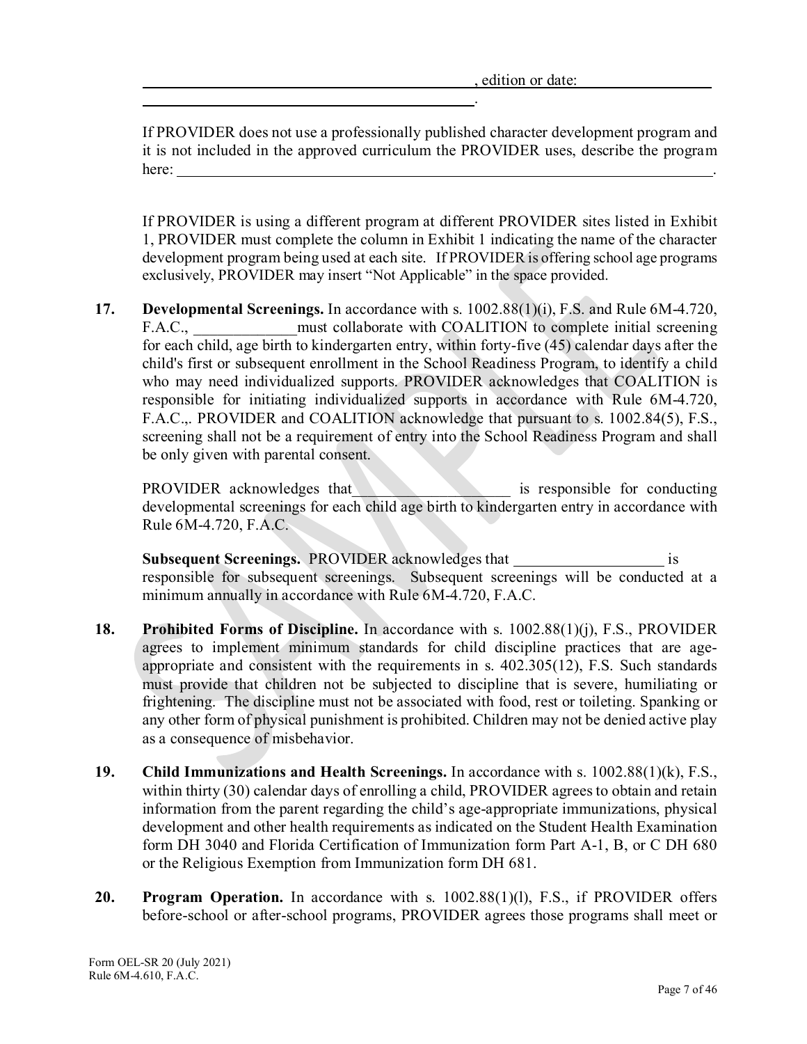\_\_\_\_\_\_\_\_\_\_\_\_\_\_\_\_\_\_\_\_\_\_\_\_\_\_\_\_\_\_\_\_\_\_\_\_\_\_\_\_, edition or date: \_\_\_\_\_\_\_\_\_\_\_\_\_\_\_\_\_\_\_\_\_\_\_\_\_\_\_\_\_\_\_\_\_\_\_\_\_\_\_\_\_\_\_\_\_\_\_\_\_\_\_\_\_\_\_\_\_\_.

If PROVIDER does not use a professionally published character development program and it is not included in the approved curriculum the PROVIDER uses, describe the program here: \_\_\_\_\_\_\_\_\_\_\_\_\_\_\_\_\_\_\_\_\_\_\_\_\_\_\_\_\_\_\_\_\_\_\_\_\_\_\_\_\_\_\_\_\_\_\_\_\_\_\_\_\_\_\_\_\_\_\_\_\_\_\_\_\_\_\_\_.

If PROVIDER is using a different program at different PROVIDER sites listed in Exhibit 1, PROVIDER must complete the column in Exhibit 1 indicating the name of the character development program being used at each site. If PROVIDER is offering school age programs exclusively, PROVIDER may insert "Not Applicable" in the space provided.

**17. Developmental Screenings.** In accordance with s. 1002.88(1)(i), F.S. and Rule 6M-4.720, F.A.C., \_\_\_\_\_\_\_\_\_\_\_\_\_must collaborate with COALITION to complete initial screening for each child, age birth to kindergarten entry, within forty-five (45) calendar days after the child's first or subsequent enrollment in the School Readiness Program, to identify a child who may need individualized supports. PROVIDER acknowledges that COALITION is responsible for initiating individualized supports in accordance with Rule 6M-4.720, F.A.C.,. PROVIDER and COALITION acknowledge that pursuant to s. 1002.84(5), F.S., screening shall not be a requirement of entry into the School Readiness Program and shall be only given with parental consent.

PROVIDER acknowledges that\_\_\_\_\_\_\_\_\_\_\_\_\_\_\_\_\_\_\_\_ is responsible for conducting developmental screenings for each child age birth to kindergarten entry in accordance with Rule 6M-4.720, F.A.C.

**Subsequent Screenings.** PROVIDER acknowledges that \_\_\_\_\_\_\_\_\_\_\_\_\_\_\_\_\_\_\_ is responsible for subsequent screenings. Subsequent screenings will be conducted at a minimum annually in accordance with Rule 6M-4.720, F.A.C.

**18. Prohibited Forms of Discipline.** In accordance with s. 1002.88(1)(j), F.S., PROVIDER agrees to implement minimum standards for child discipline practices that are age-appropriate and consistent with the requirements in s. 402.305(12), F.S. Such standards must provide that children not be subjected to discipline that is severe, humiliating or frightening. The discipline must not be associated with food, rest or toileting. Spanking or any other form of physical punishment is prohibited. Children may not be denied active play as a consequence of misbehavior.

**19. Child Immunizations and Health Screenings.** In accordance with s. 1002.88(1)(k), F.S., within thirty (30) calendar days of enrolling a child, PROVIDER agrees to obtain and retain information from the parent regarding the child's age-appropriate immunizations, physical development and other health requirements as indicated on the Student Health Examination form DH 3040 and Florida Certification of Immunization form Part A-1, B, or C DH 680 or the Religious Exemption from Immunization form DH 681.

**20. Program Operation.** In accordance with s. 1002.88(1)(l), F.S., if PROVIDER offers before-school or after-school programs, PROVIDER agrees those programs shall meet or

Form OEL-SR 20 (July 2021)
Rule 6M-4.610, F.A.C.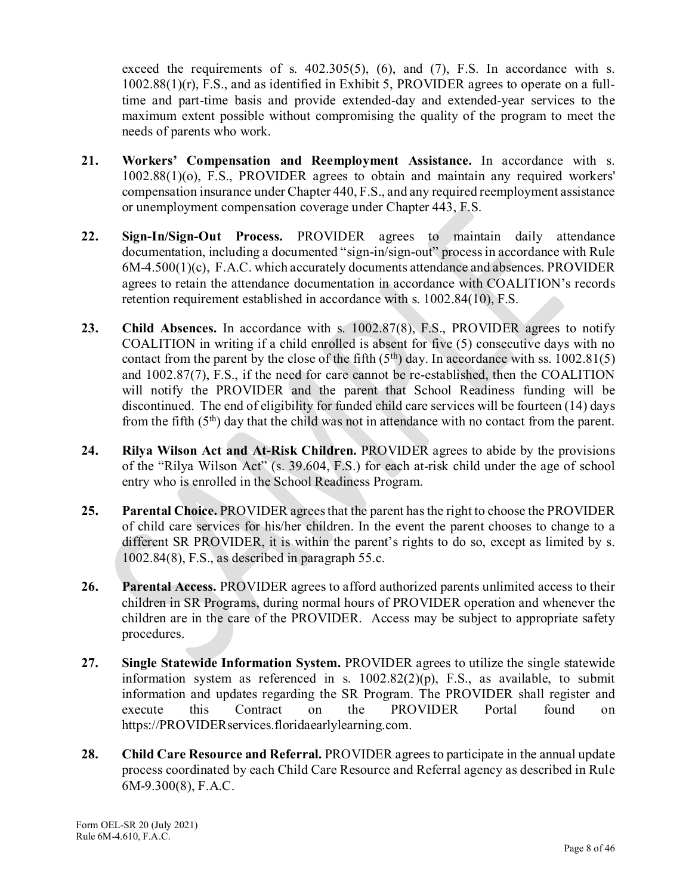exceed the requirements of s. 402.305(5), (6), and (7), F.S. In accordance with s. 1002.88(1)(r), F.S., and as identified in Exhibit 5, PROVIDER agrees to operate on a full-time and part-time basis and provide extended-day and extended-year services to the maximum extent possible without compromising the quality of the program to meet the needs of parents who work.

**21. Workers' Compensation and Reemployment Assistance.** In accordance with s. 1002.88(1)(o), F.S., PROVIDER agrees to obtain and maintain any required workers' compensation insurance under Chapter 440, F.S., and any required reemployment assistance or unemployment compensation coverage under Chapter 443, F.S.

**22. Sign-In/Sign-Out Process.** PROVIDER agrees to maintain daily attendance documentation, including a documented "sign-in/sign-out" process in accordance with Rule 6M-4.500(1)(c), F.A.C. which accurately documents attendance and absences. PROVIDER agrees to retain the attendance documentation in accordance with COALITION's records retention requirement established in accordance with s. 1002.84(10), F.S.

**23. Child Absences.** In accordance with s. 1002.87(8), F.S., PROVIDER agrees to notify COALITION in writing if a child enrolled is absent for five (5) consecutive days with no contact from the parent by the close of the fifth (5th) day. In accordance with ss. 1002.81(5) and 1002.87(7), F.S., if the need for care cannot be re-established, then the COALITION will notify the PROVIDER and the parent that School Readiness funding will be discontinued. The end of eligibility for funded child care services will be fourteen (14) days from the fifth (5th) day that the child was not in attendance with no contact from the parent.

**24. Rilya Wilson Act and At-Risk Children.** PROVIDER agrees to abide by the provisions of the "Rilya Wilson Act" (s. 39.604, F.S.) for each at-risk child under the age of school entry who is enrolled in the School Readiness Program.

**25. Parental Choice.** PROVIDER agrees that the parent has the right to choose the PROVIDER of child care services for his/her children. In the event the parent chooses to change to a different SR PROVIDER, it is within the parent's rights to do so, except as limited by s. 1002.84(8), F.S., as described in paragraph 55.c.

**26. Parental Access.** PROVIDER agrees to afford authorized parents unlimited access to their children in SR Programs, during normal hours of PROVIDER operation and whenever the children are in the care of the PROVIDER. Access may be subject to appropriate safety procedures.

**27. Single Statewide Information System.** PROVIDER agrees to utilize the single statewide information system as referenced in s. 1002.82(2)(p), F.S., as available, to submit information and updates regarding the SR Program. The PROVIDER shall register and execute this Contract on the PROVIDER Portal found on https://PROVIDERservices.floridaearlylearning.com.

**28. Child Care Resource and Referral.** PROVIDER agrees to participate in the annual update process coordinated by each Child Care Resource and Referral agency as described in Rule 6M-9.300(8), F.A.C.

Form OEL-SR 20 (July 2021)
Rule 6M-4.610, F.A.C.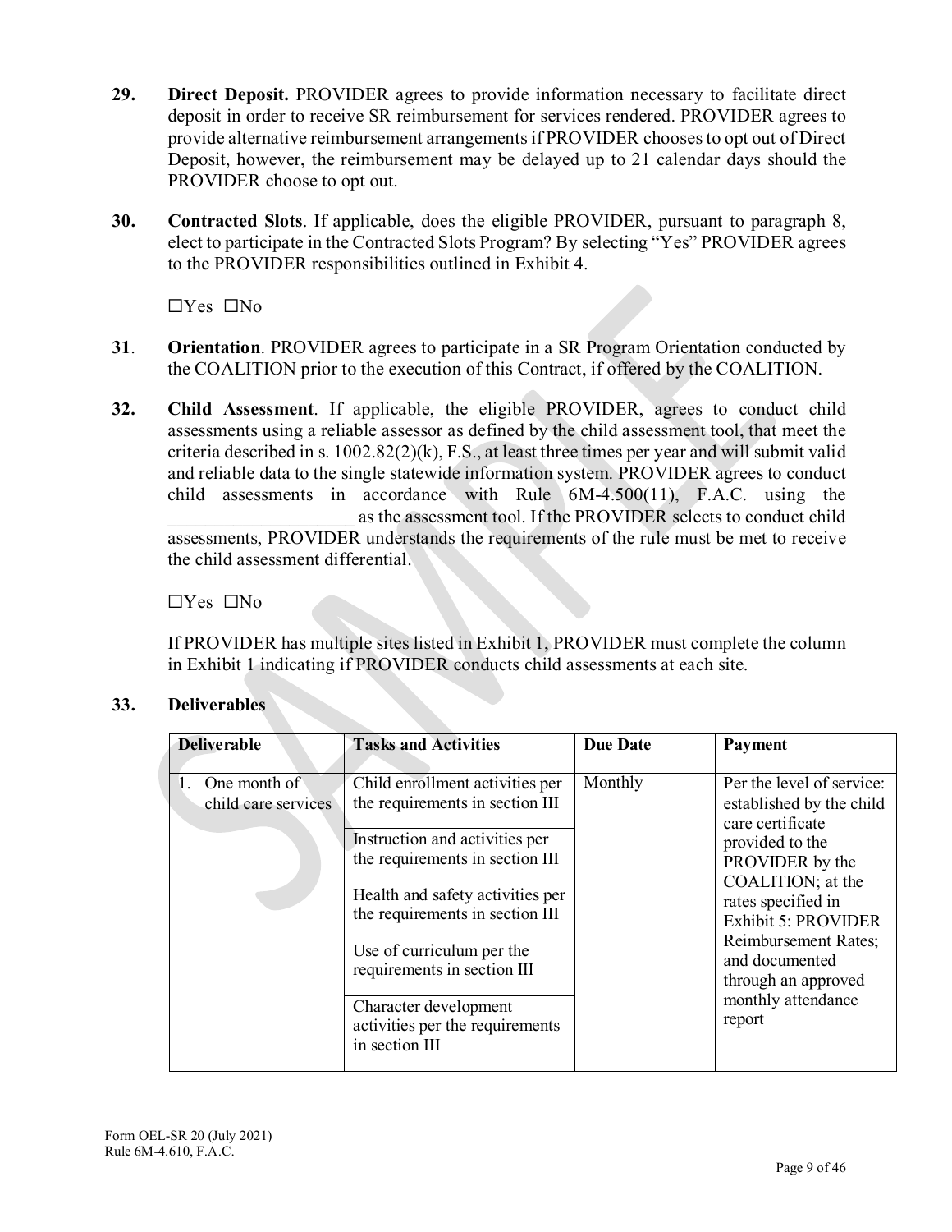**29. Direct Deposit.** PROVIDER agrees to provide information necessary to facilitate direct deposit in order to receive SR reimbursement for services rendered. PROVIDER agrees to provide alternative reimbursement arrangements if PROVIDER chooses to opt out of Direct Deposit, however, the reimbursement may be delayed up to 21 calendar days should the PROVIDER choose to opt out.

**30. Contracted Slots**. If applicable, does the eligible PROVIDER, pursuant to paragraph 8, elect to participate in the Contracted Slots Program? By selecting "Yes" PROVIDER agrees to the PROVIDER responsibilities outlined in Exhibit 4.

☐Yes ☐No

**31. Orientation**. PROVIDER agrees to participate in a SR Program Orientation conducted by the COALITION prior to the execution of this Contract, if offered by the COALITION.

**32. Child Assessment**. If applicable, the eligible PROVIDER, agrees to conduct child assessments using a reliable assessor as defined by the child assessment tool, that meet the criteria described in s. 1002.82(2)(k), F.S., at least three times per year and will submit valid and reliable data to the single statewide information system. PROVIDER agrees to conduct child assessments in accordance with Rule 6M-4.500(11), F.A.C. using the ____________________ as the assessment tool. If the PROVIDER selects to conduct child assessments, PROVIDER understands the requirements of the rule must be met to receive the child assessment differential.

☐Yes ☐No

If PROVIDER has multiple sites listed in Exhibit 1, PROVIDER must complete the column in Exhibit 1 indicating if PROVIDER conducts child assessments at each site.

**33. Deliverables**

| Deliverable | Tasks and Activities | Due Date | Payment |
|---|---|---|---|
| 1. One month of child care services | Child enrollment activities per the requirements in section III | Monthly | Per the level of service: established by the child care certificate provided to the PROVIDER by the COALITION; at the rates specified in Exhibit 5: PROVIDER Reimbursement Rates; and documented through an approved monthly attendance report |
| | Instruction and activities per the requirements in section III | | |
| | Health and safety activities per the requirements in section III | | |
| | Use of curriculum per the requirements in section III | | |
| | Character development activities per the requirements in section III | | |

Form OEL-SR 20 (July 2021)
Rule 6M-4.610, F.A.C.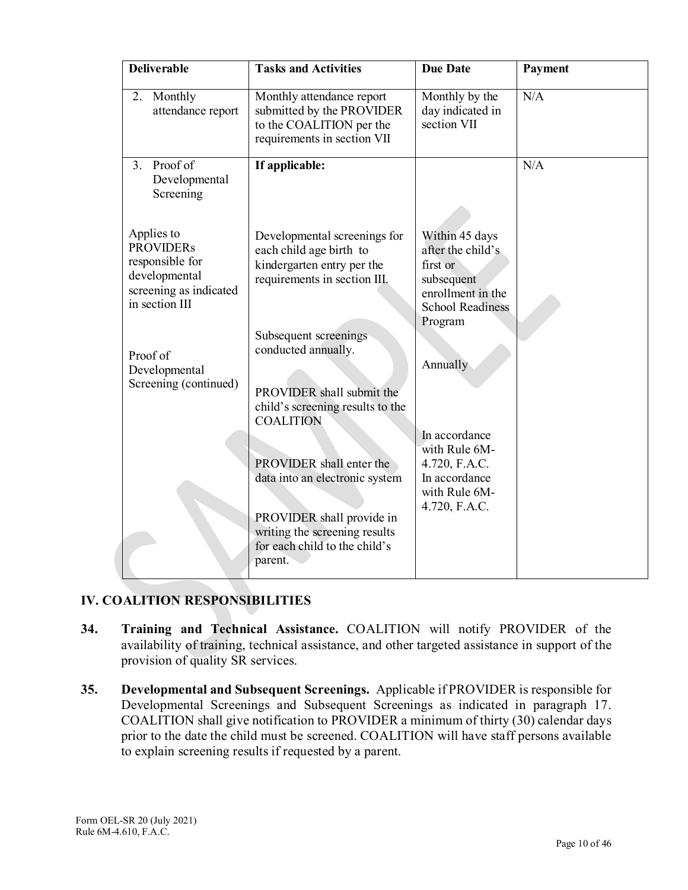| Deliverable | Tasks and Activities | Due Date | Payment |
|---|---|---|---|
| 2. Monthly attendance report | Monthly attendance report submitted by the PROVIDER to the COALITION per the requirements in section VII | Monthly by the day indicated in section VII | N/A |
| 3. Proof of Developmental Screening<br><br>Applies to PROVIDERs responsible for developmental screening as indicated in section III<br><br>Proof of Developmental Screening (continued) | **If applicable:**<br><br>Developmental screenings for each child age birth to kindergarten entry per the requirements in section III.<br><br>Subsequent screenings conducted annually.<br><br>PROVIDER shall submit the child's screening results to the COALITION<br><br>PROVIDER shall enter the data into an electronic system<br><br>PROVIDER shall provide in writing the screening results for each child to the child's parent. | Within 45 days after the child's first or subsequent enrollment in the School Readiness Program<br><br>Annually<br><br>In accordance with Rule 6M-4.720, F.A.C.<br><br>In accordance with Rule 6M-4.720, F.A.C. | N/A |

## IV. COALITION RESPONSIBILITIES

**34. Training and Technical Assistance.** COALITION will notify PROVIDER of the availability of training, technical assistance, and other targeted assistance in support of the provision of quality SR services.

**35. Developmental and Subsequent Screenings.** Applicable if PROVIDER is responsible for Developmental Screenings and Subsequent Screenings as indicated in paragraph 17. COALITION shall give notification to PROVIDER a minimum of thirty (30) calendar days prior to the date the child must be screened. COALITION will have staff persons available to explain screening results if requested by a parent.

Form OEL-SR 20 (July 2021)
Rule 6M-4.610, F.A.C.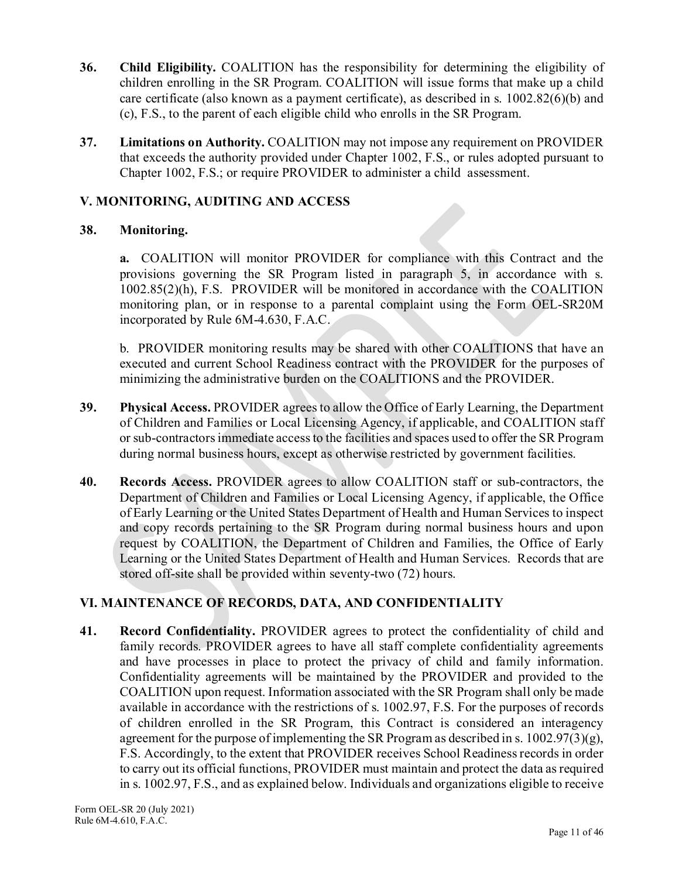**36. Child Eligibility.** COALITION has the responsibility for determining the eligibility of children enrolling in the SR Program. COALITION will issue forms that make up a child care certificate (also known as a payment certificate), as described in s. 1002.82(6)(b) and (c), F.S., to the parent of each eligible child who enrolls in the SR Program.

**37. Limitations on Authority.** COALITION may not impose any requirement on PROVIDER that exceeds the authority provided under Chapter 1002, F.S., or rules adopted pursuant to Chapter 1002, F.S.; or require PROVIDER to administer a child assessment.

## V. MONITORING, AUDITING AND ACCESS

**38. Monitoring.**

**a.** COALITION will monitor PROVIDER for compliance with this Contract and the provisions governing the SR Program listed in paragraph 5, in accordance with s. 1002.85(2)(h), F.S. PROVIDER will be monitored in accordance with the COALITION monitoring plan, or in response to a parental complaint using the Form OEL-SR20M incorporated by Rule 6M-4.630, F.A.C.

b. PROVIDER monitoring results may be shared with other COALITIONS that have an executed and current School Readiness contract with the PROVIDER for the purposes of minimizing the administrative burden on the COALITIONS and the PROVIDER.

**39. Physical Access.** PROVIDER agrees to allow the Office of Early Learning, the Department of Children and Families or Local Licensing Agency, if applicable, and COALITION staff or sub-contractors immediate access to the facilities and spaces used to offer the SR Program during normal business hours, except as otherwise restricted by government facilities.

**40. Records Access.** PROVIDER agrees to allow COALITION staff or sub-contractors, the Department of Children and Families or Local Licensing Agency, if applicable, the Office of Early Learning or the United States Department of Health and Human Services to inspect and copy records pertaining to the SR Program during normal business hours and upon request by COALITION, the Department of Children and Families, the Office of Early Learning or the United States Department of Health and Human Services. Records that are stored off-site shall be provided within seventy-two (72) hours.

## VI. MAINTENANCE OF RECORDS, DATA, AND CONFIDENTIALITY

**41. Record Confidentiality.** PROVIDER agrees to protect the confidentiality of child and family records. PROVIDER agrees to have all staff complete confidentiality agreements and have processes in place to protect the privacy of child and family information. Confidentiality agreements will be maintained by the PROVIDER and provided to the COALITION upon request. Information associated with the SR Program shall only be made available in accordance with the restrictions of s. 1002.97, F.S. For the purposes of records of children enrolled in the SR Program, this Contract is considered an interagency agreement for the purpose of implementing the SR Program as described in s. 1002.97(3)(g), F.S. Accordingly, to the extent that PROVIDER receives School Readiness records in order to carry out its official functions, PROVIDER must maintain and protect the data as required in s. 1002.97, F.S., and as explained below. Individuals and organizations eligible to receive

Form OEL-SR 20 (July 2021)
Rule 6M-4.610, F.A.C.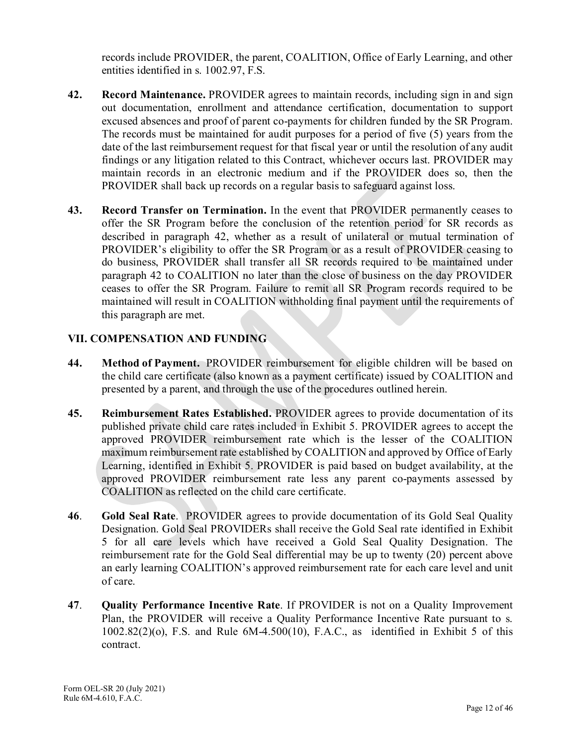records include PROVIDER, the parent, COALITION, Office of Early Learning, and other entities identified in s. 1002.97, F.S.

**42. Record Maintenance.** PROVIDER agrees to maintain records, including sign in and sign out documentation, enrollment and attendance certification, documentation to support excused absences and proof of parent co-payments for children funded by the SR Program. The records must be maintained for audit purposes for a period of five (5) years from the date of the last reimbursement request for that fiscal year or until the resolution of any audit findings or any litigation related to this Contract, whichever occurs last. PROVIDER may maintain records in an electronic medium and if the PROVIDER does so, then the PROVIDER shall back up records on a regular basis to safeguard against loss.

**43. Record Transfer on Termination.** In the event that PROVIDER permanently ceases to offer the SR Program before the conclusion of the retention period for SR records as described in paragraph 42, whether as a result of unilateral or mutual termination of PROVIDER's eligibility to offer the SR Program or as a result of PROVIDER ceasing to do business, PROVIDER shall transfer all SR records required to be maintained under paragraph 42 to COALITION no later than the close of business on the day PROVIDER ceases to offer the SR Program. Failure to remit all SR Program records required to be maintained will result in COALITION withholding final payment until the requirements of this paragraph are met.

## VII. COMPENSATION AND FUNDING

**44. Method of Payment.** PROVIDER reimbursement for eligible children will be based on the child care certificate (also known as a payment certificate) issued by COALITION and presented by a parent, and through the use of the procedures outlined herein.

**45. Reimbursement Rates Established.** PROVIDER agrees to provide documentation of its published private child care rates included in Exhibit 5. PROVIDER agrees to accept the approved PROVIDER reimbursement rate which is the lesser of the COALITION maximum reimbursement rate established by COALITION and approved by Office of Early Learning, identified in Exhibit 5. PROVIDER is paid based on budget availability, at the approved PROVIDER reimbursement rate less any parent co-payments assessed by COALITION as reflected on the child care certificate.

**46. Gold Seal Rate**. PROVIDER agrees to provide documentation of its Gold Seal Quality Designation. Gold Seal PROVIDERs shall receive the Gold Seal rate identified in Exhibit 5 for all care levels which have received a Gold Seal Quality Designation. The reimbursement rate for the Gold Seal differential may be up to twenty (20) percent above an early learning COALITION's approved reimbursement rate for each care level and unit of care.

**47. Quality Performance Incentive Rate**. If PROVIDER is not on a Quality Improvement Plan, the PROVIDER will receive a Quality Performance Incentive Rate pursuant to s. 1002.82(2)(o), F.S. and Rule 6M-4.500(10), F.A.C., as identified in Exhibit 5 of this contract.

Form OEL-SR 20 (July 2021)
Rule 6M-4.610, F.A.C.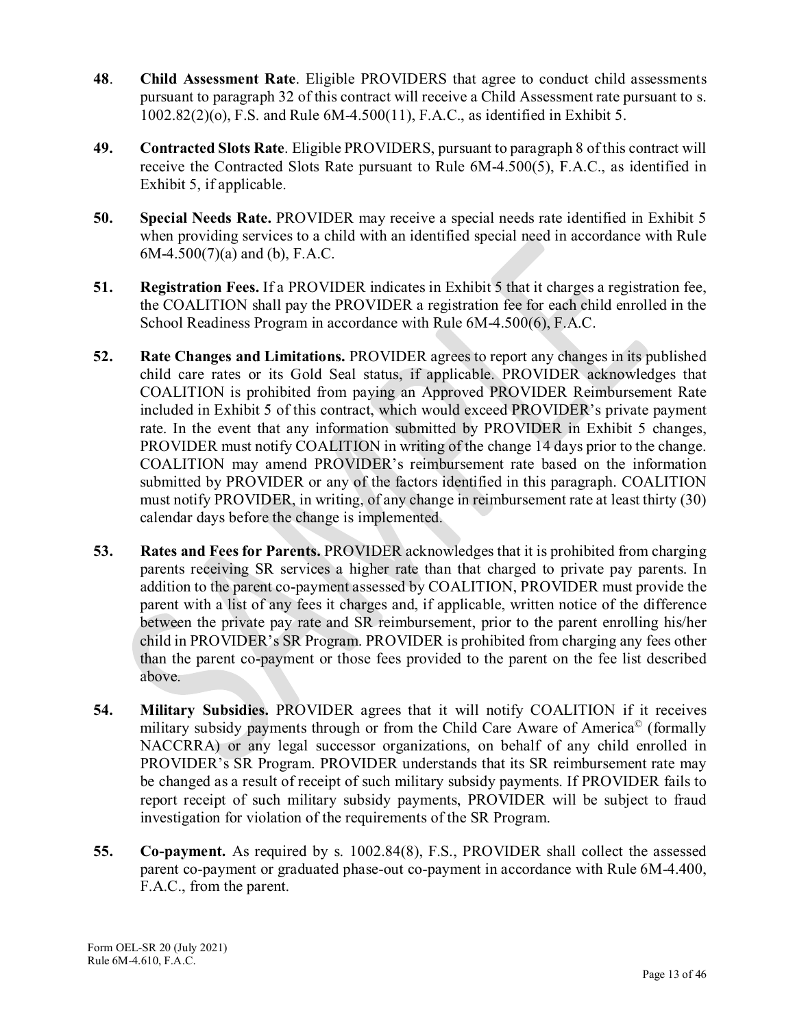**48**. **Child Assessment Rate**. Eligible PROVIDERS that agree to conduct child assessments pursuant to paragraph 32 of this contract will receive a Child Assessment rate pursuant to s. 1002.82(2)(o), F.S. and Rule 6M-4.500(11), F.A.C., as identified in Exhibit 5.

**49.** **Contracted Slots Rate**. Eligible PROVIDERS, pursuant to paragraph 8 of this contract will receive the Contracted Slots Rate pursuant to Rule 6M-4.500(5), F.A.C., as identified in Exhibit 5, if applicable.

**50.** **Special Needs Rate.** PROVIDER may receive a special needs rate identified in Exhibit 5 when providing services to a child with an identified special need in accordance with Rule 6M-4.500(7)(a) and (b), F.A.C.

**51.** **Registration Fees.** If a PROVIDER indicates in Exhibit 5 that it charges a registration fee, the COALITION shall pay the PROVIDER a registration fee for each child enrolled in the School Readiness Program in accordance with Rule 6M-4.500(6), F.A.C.

**52.** **Rate Changes and Limitations.** PROVIDER agrees to report any changes in its published child care rates or its Gold Seal status, if applicable. PROVIDER acknowledges that COALITION is prohibited from paying an Approved PROVIDER Reimbursement Rate included in Exhibit 5 of this contract, which would exceed PROVIDER's private payment rate. In the event that any information submitted by PROVIDER in Exhibit 5 changes, PROVIDER must notify COALITION in writing of the change 14 days prior to the change. COALITION may amend PROVIDER's reimbursement rate based on the information submitted by PROVIDER or any of the factors identified in this paragraph. COALITION must notify PROVIDER, in writing, of any change in reimbursement rate at least thirty (30) calendar days before the change is implemented.

**53.** **Rates and Fees for Parents.** PROVIDER acknowledges that it is prohibited from charging parents receiving SR services a higher rate than that charged to private pay parents. In addition to the parent co-payment assessed by COALITION, PROVIDER must provide the parent with a list of any fees it charges and, if applicable, written notice of the difference between the private pay rate and SR reimbursement, prior to the parent enrolling his/her child in PROVIDER's SR Program. PROVIDER is prohibited from charging any fees other than the parent co-payment or those fees provided to the parent on the fee list described above.

**54.** **Military Subsidies.** PROVIDER agrees that it will notify COALITION if it receives military subsidy payments through or from the Child Care Aware of America© (formally NACCRRA) or any legal successor organizations, on behalf of any child enrolled in PROVIDER's SR Program. PROVIDER understands that its SR reimbursement rate may be changed as a result of receipt of such military subsidy payments. If PROVIDER fails to report receipt of such military subsidy payments, PROVIDER will be subject to fraud investigation for violation of the requirements of the SR Program.

**55.** **Co-payment.** As required by s. 1002.84(8), F.S., PROVIDER shall collect the assessed parent co-payment or graduated phase-out co-payment in accordance with Rule 6M-4.400, F.A.C., from the parent.

Form OEL-SR 20 (July 2021)
Rule 6M-4.610, F.A.C.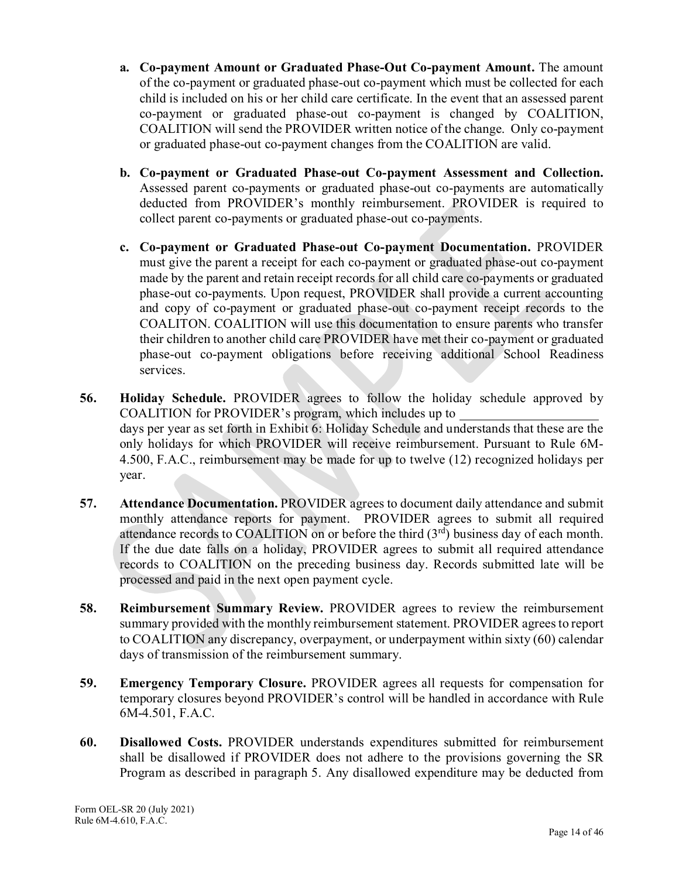a. **Co-payment Amount or Graduated Phase-Out Co-payment Amount.** The amount of the co-payment or graduated phase-out co-payment which must be collected for each child is included on his or her child care certificate. In the event that an assessed parent co-payment or graduated phase-out co-payment is changed by COALITION, COALITION will send the PROVIDER written notice of the change. Only co-payment or graduated phase-out co-payment changes from the COALITION are valid.

b. **Co-payment or Graduated Phase-out Co-payment Assessment and Collection.** Assessed parent co-payments or graduated phase-out co-payments are automatically deducted from PROVIDER's monthly reimbursement. PROVIDER is required to collect parent co-payments or graduated phase-out co-payments.

c. **Co-payment or Graduated Phase-out Co-payment Documentation.** PROVIDER must give the parent a receipt for each co-payment or graduated phase-out co-payment made by the parent and retain receipt records for all child care co-payments or graduated phase-out co-payments. Upon request, PROVIDER shall provide a current accounting and copy of co-payment or graduated phase-out co-payment receipt records to the COALITON. COALITION will use this documentation to ensure parents who transfer their children to another child care PROVIDER have met their co-payment or graduated phase-out co-payment obligations before receiving additional School Readiness services.

**56. Holiday Schedule.** PROVIDER agrees to follow the holiday schedule approved by COALITION for PROVIDER's program, which includes up to ____________________ days per year as set forth in Exhibit 6: Holiday Schedule and understands that these are the only holidays for which PROVIDER will receive reimbursement. Pursuant to Rule 6M-4.500, F.A.C., reimbursement may be made for up to twelve (12) recognized holidays per year.

**57. Attendance Documentation.** PROVIDER agrees to document daily attendance and submit monthly attendance reports for payment. PROVIDER agrees to submit all required attendance records to COALITION on or before the third (3rd) business day of each month. If the due date falls on a holiday, PROVIDER agrees to submit all required attendance records to COALITION on the preceding business day. Records submitted late will be processed and paid in the next open payment cycle.

**58. Reimbursement Summary Review.** PROVIDER agrees to review the reimbursement summary provided with the monthly reimbursement statement. PROVIDER agrees to report to COALITION any discrepancy, overpayment, or underpayment within sixty (60) calendar days of transmission of the reimbursement summary.

**59. Emergency Temporary Closure.** PROVIDER agrees all requests for compensation for temporary closures beyond PROVIDER's control will be handled in accordance with Rule 6M-4.501, F.A.C.

**60. Disallowed Costs.** PROVIDER understands expenditures submitted for reimbursement shall be disallowed if PROVIDER does not adhere to the provisions governing the SR Program as described in paragraph 5. Any disallowed expenditure may be deducted from

Form OEL-SR 20 (July 2021)
Rule 6M-4.610, F.A.C.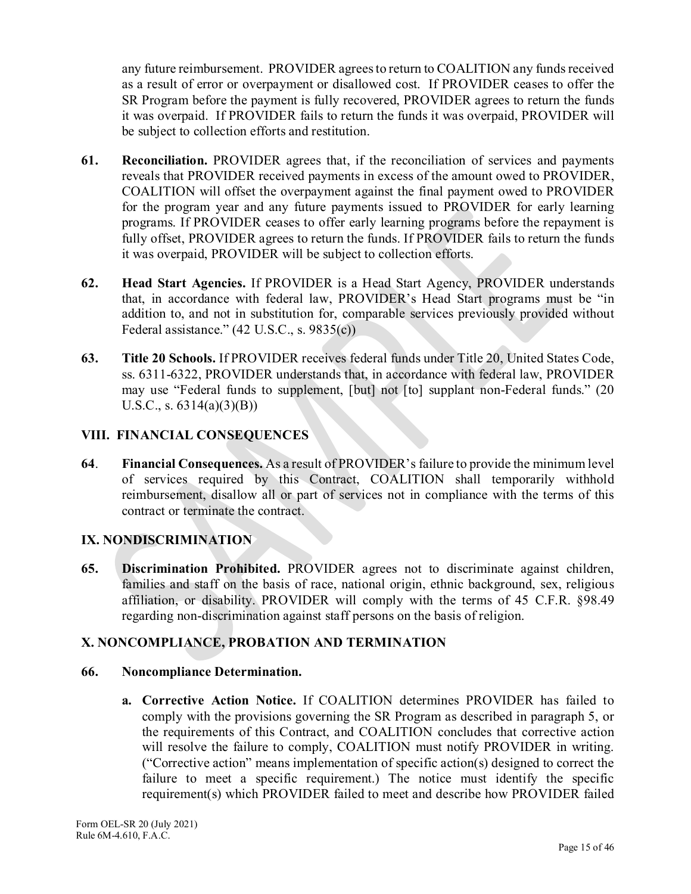any future reimbursement. PROVIDER agrees to return to COALITION any funds received as a result of error or overpayment or disallowed cost. If PROVIDER ceases to offer the SR Program before the payment is fully recovered, PROVIDER agrees to return the funds it was overpaid. If PROVIDER fails to return the funds it was overpaid, PROVIDER will be subject to collection efforts and restitution.

**61. Reconciliation.** PROVIDER agrees that, if the reconciliation of services and payments reveals that PROVIDER received payments in excess of the amount owed to PROVIDER, COALITION will offset the overpayment against the final payment owed to PROVIDER for the program year and any future payments issued to PROVIDER for early learning programs. If PROVIDER ceases to offer early learning programs before the repayment is fully offset, PROVIDER agrees to return the funds. If PROVIDER fails to return the funds it was overpaid, PROVIDER will be subject to collection efforts.

**62. Head Start Agencies.** If PROVIDER is a Head Start Agency, PROVIDER understands that, in accordance with federal law, PROVIDER's Head Start programs must be "in addition to, and not in substitution for, comparable services previously provided without Federal assistance." (42 U.S.C., s. 9835(c))

**63. Title 20 Schools.** If PROVIDER receives federal funds under Title 20, United States Code, ss. 6311-6322, PROVIDER understands that, in accordance with federal law, PROVIDER may use "Federal funds to supplement, [but] not [to] supplant non-Federal funds." (20 U.S.C., s. 6314(a)(3)(B))

## VIII. FINANCIAL CONSEQUENCES

**64. Financial Consequences.** As a result of PROVIDER's failure to provide the minimum level of services required by this Contract, COALITION shall temporarily withhold reimbursement, disallow all or part of services not in compliance with the terms of this contract or terminate the contract.

## IX. NONDISCRIMINATION

**65. Discrimination Prohibited.** PROVIDER agrees not to discriminate against children, families and staff on the basis of race, national origin, ethnic background, sex, religious affiliation, or disability. PROVIDER will comply with the terms of 45 C.F.R. §98.49 regarding non-discrimination against staff persons on the basis of religion.

## X. NONCOMPLIANCE, PROBATION AND TERMINATION

**66. Noncompliance Determination.**

**a. Corrective Action Notice.** If COALITION determines PROVIDER has failed to comply with the provisions governing the SR Program as described in paragraph 5, or the requirements of this Contract, and COALITION concludes that corrective action will resolve the failure to comply, COALITION must notify PROVIDER in writing. ("Corrective action" means implementation of specific action(s) designed to correct the failure to meet a specific requirement.) The notice must identify the specific requirement(s) which PROVIDER failed to meet and describe how PROVIDER failed

Form OEL-SR 20 (July 2021)
Rule 6M-4.610, F.A.C.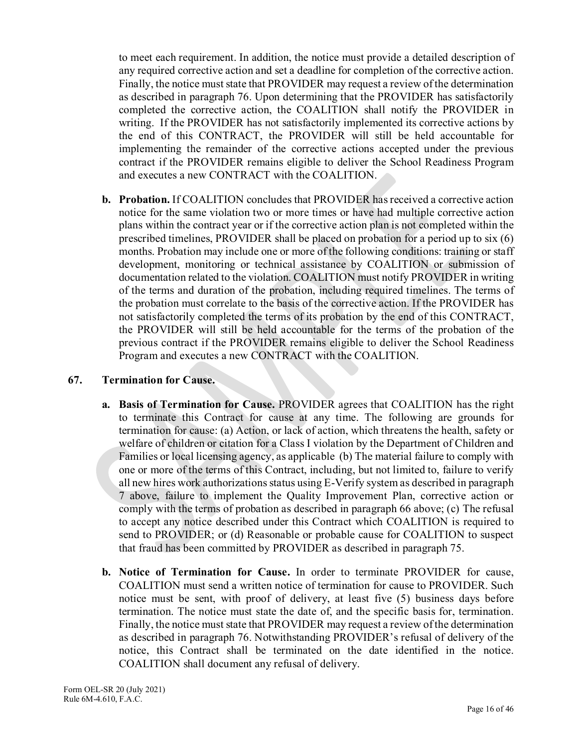to meet each requirement. In addition, the notice must provide a detailed description of any required corrective action and set a deadline for completion of the corrective action. Finally, the notice must state that PROVIDER may request a review of the determination as described in paragraph 76. Upon determining that the PROVIDER has satisfactorily completed the corrective action, the COALITION shall notify the PROVIDER in writing. If the PROVIDER has not satisfactorily implemented its corrective actions by the end of this CONTRACT, the PROVIDER will still be held accountable for implementing the remainder of the corrective actions accepted under the previous contract if the PROVIDER remains eligible to deliver the School Readiness Program and executes a new CONTRACT with the COALITION.

**b. Probation.** If COALITION concludes that PROVIDER has received a corrective action notice for the same violation two or more times or have had multiple corrective action plans within the contract year or if the corrective action plan is not completed within the prescribed timelines, PROVIDER shall be placed on probation for a period up to six (6) months. Probation may include one or more of the following conditions: training or staff development, monitoring or technical assistance by COALITION or submission of documentation related to the violation. COALITION must notify PROVIDER in writing of the terms and duration of the probation, including required timelines. The terms of the probation must correlate to the basis of the corrective action. If the PROVIDER has not satisfactorily completed the terms of its probation by the end of this CONTRACT, the PROVIDER will still be held accountable for the terms of the probation of the previous contract if the PROVIDER remains eligible to deliver the School Readiness Program and executes a new CONTRACT with the COALITION.

### 67. Termination for Cause.

**a. Basis of Termination for Cause.** PROVIDER agrees that COALITION has the right to terminate this Contract for cause at any time. The following are grounds for termination for cause: (a) Action, or lack of action, which threatens the health, safety or welfare of children or citation for a Class I violation by the Department of Children and Families or local licensing agency, as applicable (b) The material failure to comply with one or more of the terms of this Contract, including, but not limited to, failure to verify all new hires work authorizations status using E-Verify system as described in paragraph 7 above, failure to implement the Quality Improvement Plan, corrective action or comply with the terms of probation as described in paragraph 66 above; (c) The refusal to accept any notice described under this Contract which COALITION is required to send to PROVIDER; or (d) Reasonable or probable cause for COALITION to suspect that fraud has been committed by PROVIDER as described in paragraph 75.

**b. Notice of Termination for Cause.** In order to terminate PROVIDER for cause, COALITION must send a written notice of termination for cause to PROVIDER. Such notice must be sent, with proof of delivery, at least five (5) business days before termination. The notice must state the date of, and the specific basis for, termination. Finally, the notice must state that PROVIDER may request a review of the determination as described in paragraph 76. Notwithstanding PROVIDER's refusal of delivery of the notice, this Contract shall be terminated on the date identified in the notice. COALITION shall document any refusal of delivery.

Form OEL-SR 20 (July 2021)
Rule 6M-4.610, F.A.C.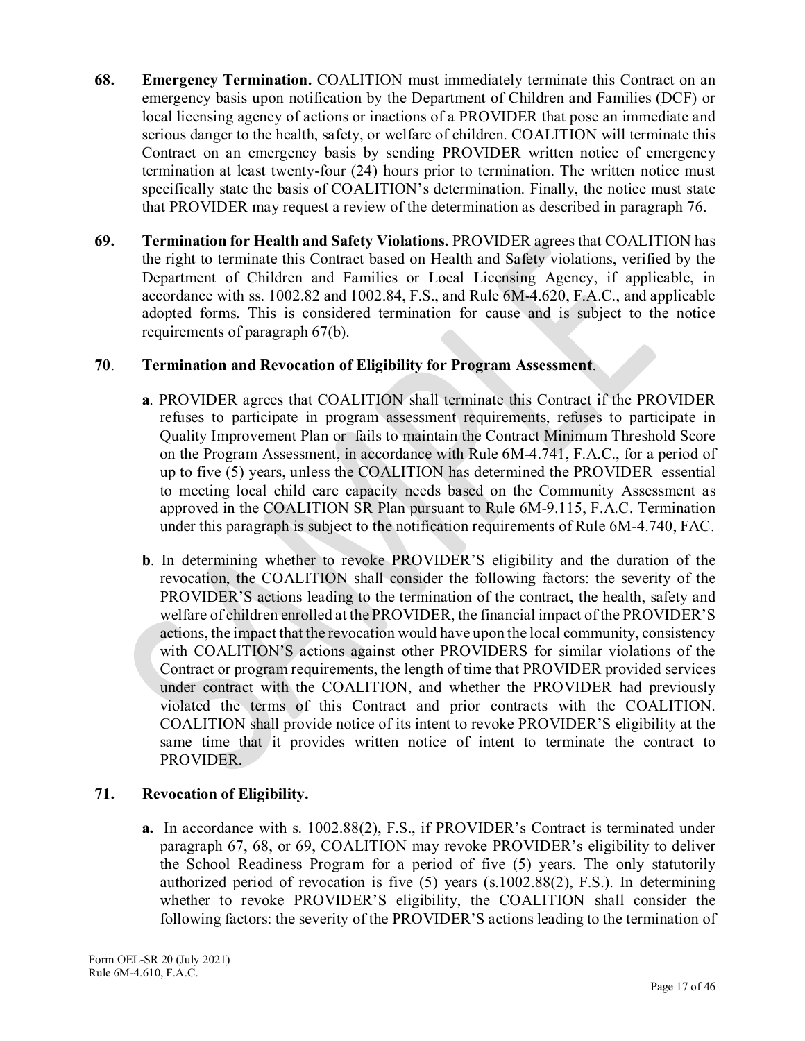**68. Emergency Termination.** COALITION must immediately terminate this Contract on an emergency basis upon notification by the Department of Children and Families (DCF) or local licensing agency of actions or inactions of a PROVIDER that pose an immediate and serious danger to the health, safety, or welfare of children. COALITION will terminate this Contract on an emergency basis by sending PROVIDER written notice of emergency termination at least twenty-four (24) hours prior to termination. The written notice must specifically state the basis of COALITION's determination. Finally, the notice must state that PROVIDER may request a review of the determination as described in paragraph 76.

**69. Termination for Health and Safety Violations.** PROVIDER agrees that COALITION has the right to terminate this Contract based on Health and Safety violations, verified by the Department of Children and Families or Local Licensing Agency, if applicable, in accordance with ss. 1002.82 and 1002.84, F.S., and Rule 6M-4.620, F.A.C., and applicable adopted forms. This is considered termination for cause and is subject to the notice requirements of paragraph 67(b).

**70. Termination and Revocation of Eligibility for Program Assessment.**

**a**. PROVIDER agrees that COALITION shall terminate this Contract if the PROVIDER refuses to participate in program assessment requirements, refuses to participate in Quality Improvement Plan or fails to maintain the Contract Minimum Threshold Score on the Program Assessment, in accordance with Rule 6M-4.741, F.A.C., for a period of up to five (5) years, unless the COALITION has determined the PROVIDER essential to meeting local child care capacity needs based on the Community Assessment as approved in the COALITION SR Plan pursuant to Rule 6M-9.115, F.A.C. Termination under this paragraph is subject to the notification requirements of Rule 6M-4.740, FAC.

**b**. In determining whether to revoke PROVIDER'S eligibility and the duration of the revocation, the COALITION shall consider the following factors: the severity of the PROVIDER'S actions leading to the termination of the contract, the health, safety and welfare of children enrolled at the PROVIDER, the financial impact of the PROVIDER'S actions, the impact that the revocation would have upon the local community, consistency with COALITION'S actions against other PROVIDERS for similar violations of the Contract or program requirements, the length of time that PROVIDER provided services under contract with the COALITION, and whether the PROVIDER had previously violated the terms of this Contract and prior contracts with the COALITION. COALITION shall provide notice of its intent to revoke PROVIDER'S eligibility at the same time that it provides written notice of intent to terminate the contract to PROVIDER.

**71. Revocation of Eligibility.**

**a.** In accordance with s. 1002.88(2), F.S., if PROVIDER's Contract is terminated under paragraph 67, 68, or 69, COALITION may revoke PROVIDER's eligibility to deliver the School Readiness Program for a period of five (5) years. The only statutorily authorized period of revocation is five (5) years (s.1002.88(2), F.S.). In determining whether to revoke PROVIDER'S eligibility, the COALITION shall consider the following factors: the severity of the PROVIDER'S actions leading to the termination of

Form OEL-SR 20 (July 2021)
Rule 6M-4.610, F.A.C.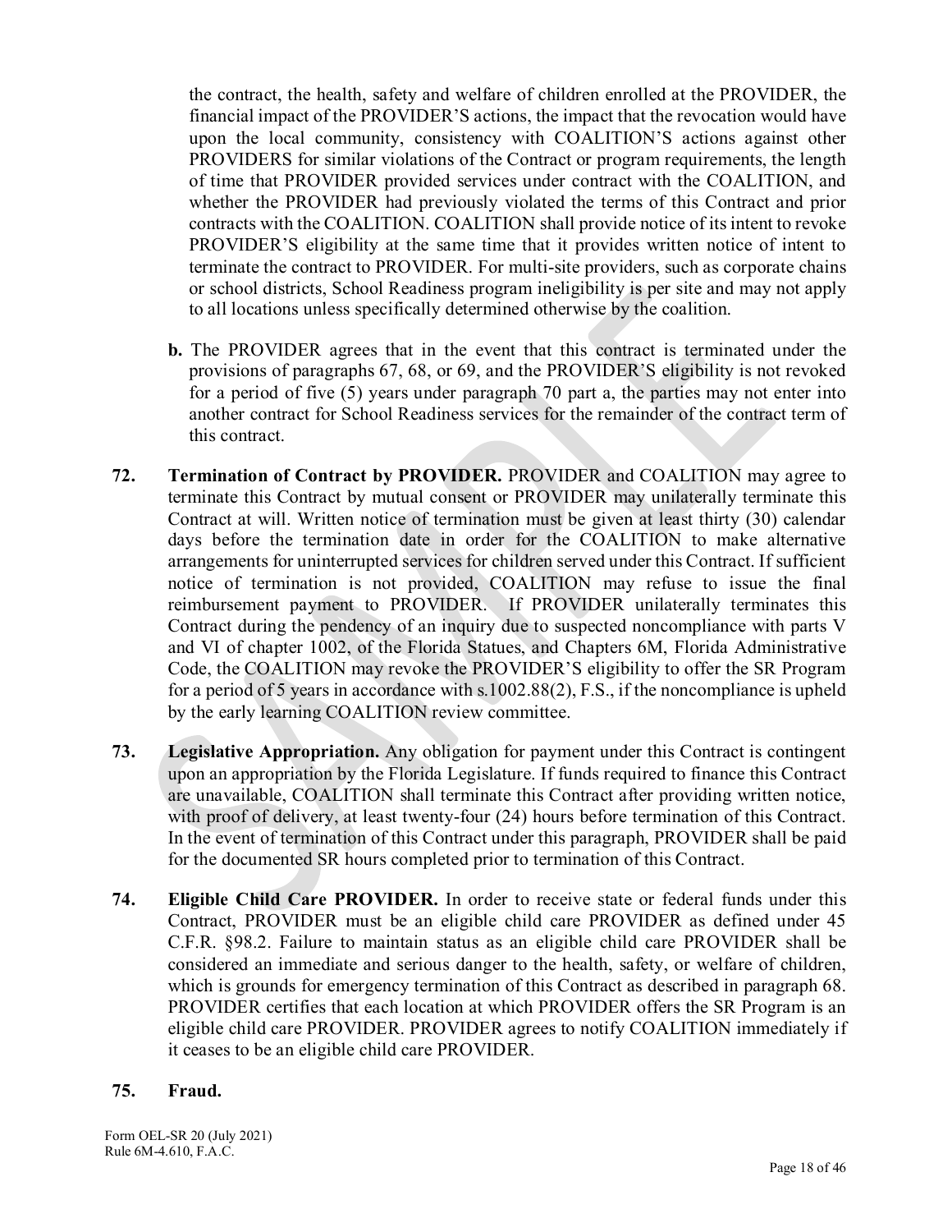the contract, the health, safety and welfare of children enrolled at the PROVIDER, the financial impact of the PROVIDER'S actions, the impact that the revocation would have upon the local community, consistency with COALITION'S actions against other PROVIDERS for similar violations of the Contract or program requirements, the length of time that PROVIDER provided services under contract with the COALITION, and whether the PROVIDER had previously violated the terms of this Contract and prior contracts with the COALITION. COALITION shall provide notice of its intent to revoke PROVIDER'S eligibility at the same time that it provides written notice of intent to terminate the contract to PROVIDER. For multi-site providers, such as corporate chains or school districts, School Readiness program ineligibility is per site and may not apply to all locations unless specifically determined otherwise by the coalition.

**b.** The PROVIDER agrees that in the event that this contract is terminated under the provisions of paragraphs 67, 68, or 69, and the PROVIDER'S eligibility is not revoked for a period of five (5) years under paragraph 70 part a, the parties may not enter into another contract for School Readiness services for the remainder of the contract term of this contract.

**72. Termination of Contract by PROVIDER.** PROVIDER and COALITION may agree to terminate this Contract by mutual consent or PROVIDER may unilaterally terminate this Contract at will. Written notice of termination must be given at least thirty (30) calendar days before the termination date in order for the COALITION to make alternative arrangements for uninterrupted services for children served under this Contract. If sufficient notice of termination is not provided, COALITION may refuse to issue the final reimbursement payment to PROVIDER. If PROVIDER unilaterally terminates this Contract during the pendency of an inquiry due to suspected noncompliance with parts V and VI of chapter 1002, of the Florida Statues, and Chapters 6M, Florida Administrative Code, the COALITION may revoke the PROVIDER'S eligibility to offer the SR Program for a period of 5 years in accordance with s.1002.88(2), F.S., if the noncompliance is upheld by the early learning COALITION review committee.

**73. Legislative Appropriation.** Any obligation for payment under this Contract is contingent upon an appropriation by the Florida Legislature. If funds required to finance this Contract are unavailable, COALITION shall terminate this Contract after providing written notice, with proof of delivery, at least twenty-four (24) hours before termination of this Contract. In the event of termination of this Contract under this paragraph, PROVIDER shall be paid for the documented SR hours completed prior to termination of this Contract.

**74. Eligible Child Care PROVIDER.** In order to receive state or federal funds under this Contract, PROVIDER must be an eligible child care PROVIDER as defined under 45 C.F.R. §98.2. Failure to maintain status as an eligible child care PROVIDER shall be considered an immediate and serious danger to the health, safety, or welfare of children, which is grounds for emergency termination of this Contract as described in paragraph 68. PROVIDER certifies that each location at which PROVIDER offers the SR Program is an eligible child care PROVIDER. PROVIDER agrees to notify COALITION immediately if it ceases to be an eligible child care PROVIDER.

**75. Fraud.**

Form OEL-SR 20 (July 2021)
Rule 6M-4.610, F.A.C.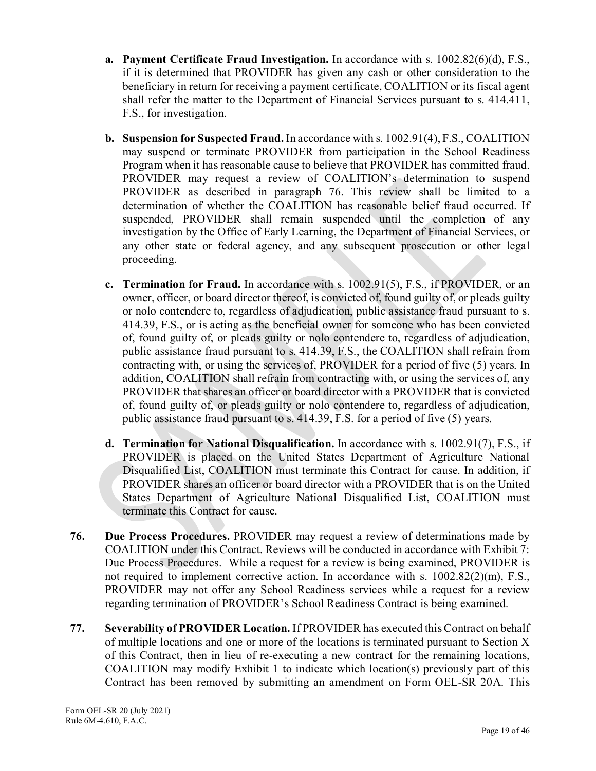a. **Payment Certificate Fraud Investigation.** In accordance with s. 1002.82(6)(d), F.S., if it is determined that PROVIDER has given any cash or other consideration to the beneficiary in return for receiving a payment certificate, COALITION or its fiscal agent shall refer the matter to the Department of Financial Services pursuant to s. 414.411, F.S., for investigation.

b. **Suspension for Suspected Fraud.** In accordance with s. 1002.91(4), F.S., COALITION may suspend or terminate PROVIDER from participation in the School Readiness Program when it has reasonable cause to believe that PROVIDER has committed fraud. PROVIDER may request a review of COALITION's determination to suspend PROVIDER as described in paragraph 76. This review shall be limited to a determination of whether the COALITION has reasonable belief fraud occurred. If suspended, PROVIDER shall remain suspended until the completion of any investigation by the Office of Early Learning, the Department of Financial Services, or any other state or federal agency, and any subsequent prosecution or other legal proceeding.

c. **Termination for Fraud.** In accordance with s. 1002.91(5), F.S., if PROVIDER, or an owner, officer, or board director thereof, is convicted of, found guilty of, or pleads guilty or nolo contendere to, regardless of adjudication, public assistance fraud pursuant to s. 414.39, F.S., or is acting as the beneficial owner for someone who has been convicted of, found guilty of, or pleads guilty or nolo contendere to, regardless of adjudication, public assistance fraud pursuant to s. 414.39, F.S., the COALITION shall refrain from contracting with, or using the services of, PROVIDER for a period of five (5) years. In addition, COALITION shall refrain from contracting with, or using the services of, any PROVIDER that shares an officer or board director with a PROVIDER that is convicted of, found guilty of, or pleads guilty or nolo contendere to, regardless of adjudication, public assistance fraud pursuant to s. 414.39, F.S. for a period of five (5) years.

d. **Termination for National Disqualification.** In accordance with s. 1002.91(7), F.S., if PROVIDER is placed on the United States Department of Agriculture National Disqualified List, COALITION must terminate this Contract for cause. In addition, if PROVIDER shares an officer or board director with a PROVIDER that is on the United States Department of Agriculture National Disqualified List, COALITION must terminate this Contract for cause.

**76. Due Process Procedures.** PROVIDER may request a review of determinations made by COALITION under this Contract. Reviews will be conducted in accordance with Exhibit 7: Due Process Procedures. While a request for a review is being examined, PROVIDER is not required to implement corrective action. In accordance with s. 1002.82(2)(m), F.S., PROVIDER may not offer any School Readiness services while a request for a review regarding termination of PROVIDER's School Readiness Contract is being examined.

**77. Severability of PROVIDER Location.** If PROVIDER has executed this Contract on behalf of multiple locations and one or more of the locations is terminated pursuant to Section X of this Contract, then in lieu of re-executing a new contract for the remaining locations, COALITION may modify Exhibit 1 to indicate which location(s) previously part of this Contract has been removed by submitting an amendment on Form OEL-SR 20A. This

Form OEL-SR 20 (July 2021)
Rule 6M-4.610, F.A.C.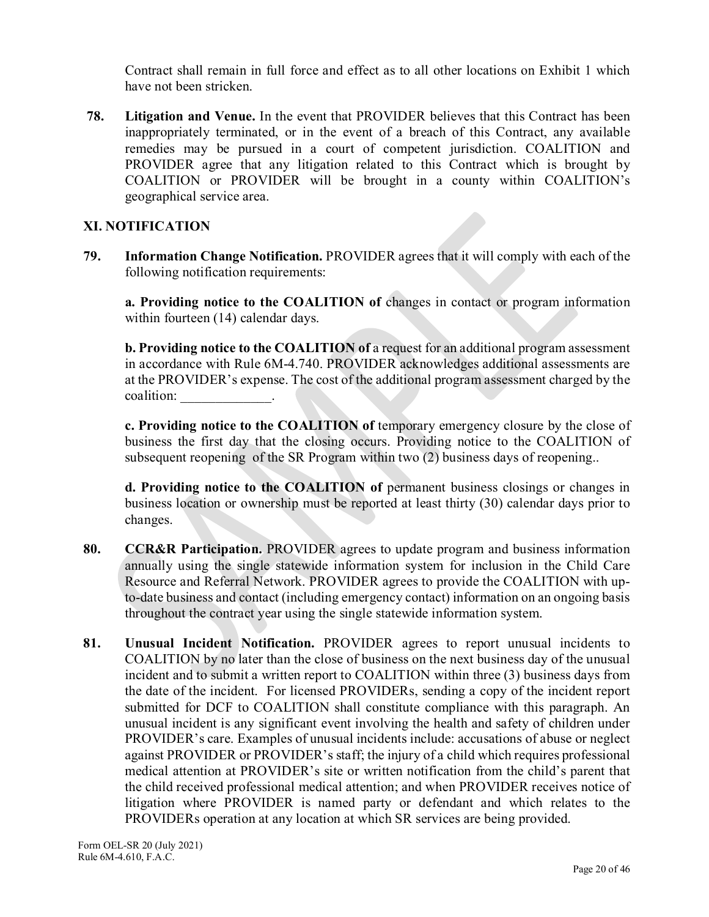Contract shall remain in full force and effect as to all other locations on Exhibit 1 which have not been stricken.

**78. Litigation and Venue.** In the event that PROVIDER believes that this Contract has been inappropriately terminated, or in the event of a breach of this Contract, any available remedies may be pursued in a court of competent jurisdiction. COALITION and PROVIDER agree that any litigation related to this Contract which is brought by COALITION or PROVIDER will be brought in a county within COALITION's geographical service area.

## XI. NOTIFICATION

**79. Information Change Notification.** PROVIDER agrees that it will comply with each of the following notification requirements:

**a. Providing notice to the COALITION of** changes in contact or program information within fourteen (14) calendar days.

**b. Providing notice to the COALITION of** a request for an additional program assessment in accordance with Rule 6M-4.740. PROVIDER acknowledges additional assessments are at the PROVIDER's expense. The cost of the additional program assessment charged by the coalition: _____________.

**c. Providing notice to the COALITION of** temporary emergency closure by the close of business the first day that the closing occurs. Providing notice to the COALITION of subsequent reopening of the SR Program within two (2) business days of reopening..

**d. Providing notice to the COALITION of** permanent business closings or changes in business location or ownership must be reported at least thirty (30) calendar days prior to changes.

**80. CCR&R Participation.** PROVIDER agrees to update program and business information annually using the single statewide information system for inclusion in the Child Care Resource and Referral Network. PROVIDER agrees to provide the COALITION with up-to-date business and contact (including emergency contact) information on an ongoing basis throughout the contract year using the single statewide information system.

**81. Unusual Incident Notification.** PROVIDER agrees to report unusual incidents to COALITION by no later than the close of business on the next business day of the unusual incident and to submit a written report to COALITION within three (3) business days from the date of the incident. For licensed PROVIDERs, sending a copy of the incident report submitted for DCF to COALITION shall constitute compliance with this paragraph. An unusual incident is any significant event involving the health and safety of children under PROVIDER's care. Examples of unusual incidents include: accusations of abuse or neglect against PROVIDER or PROVIDER's staff; the injury of a child which requires professional medical attention at PROVIDER's site or written notification from the child's parent that the child received professional medical attention; and when PROVIDER receives notice of litigation where PROVIDER is named party or defendant and which relates to the PROVIDERs operation at any location at which SR services are being provided.

Form OEL-SR 20 (July 2021)
Rule 6M-4.610, F.A.C.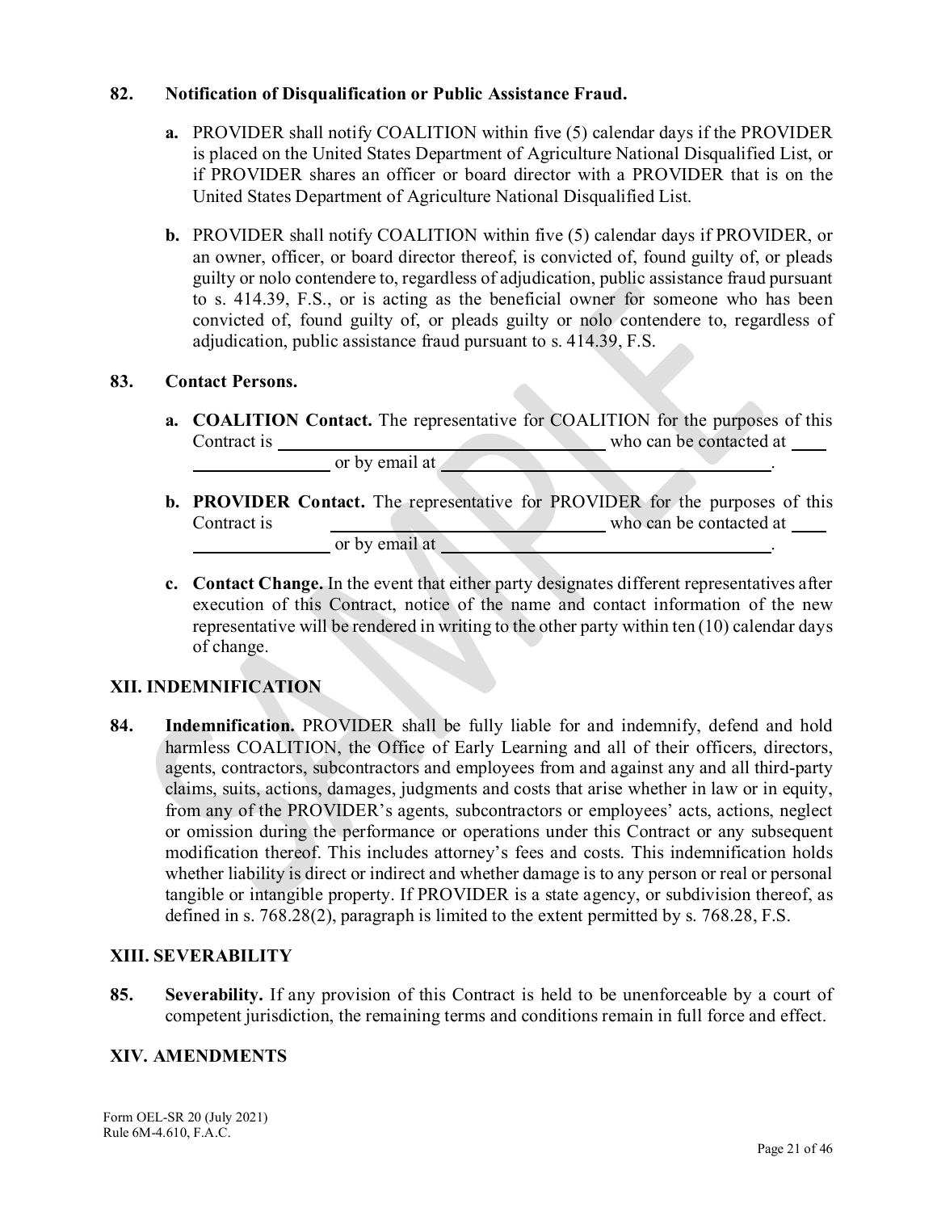**82. Notification of Disqualification or Public Assistance Fraud.**

**a.** PROVIDER shall notify COALITION within five (5) calendar days if the PROVIDER is placed on the United States Department of Agriculture National Disqualified List, or if PROVIDER shares an officer or board director with a PROVIDER that is on the United States Department of Agriculture National Disqualified List.

**b.** PROVIDER shall notify COALITION within five (5) calendar days if PROVIDER, or an owner, officer, or board director thereof, is convicted of, found guilty of, or pleads guilty or nolo contendere to, regardless of adjudication, public assistance fraud pursuant to s. 414.39, F.S., or is acting as the beneficial owner for someone who has been convicted of, found guilty of, or pleads guilty or nolo contendere to, regardless of adjudication, public assistance fraud pursuant to s. 414.39, F.S.

**83. Contact Persons.**

**a. COALITION Contact.** The representative for COALITION for the purposes of this Contract is \_\_\_\_\_\_\_\_\_\_\_\_\_\_\_\_\_\_\_\_\_\_\_\_\_\_\_\_\_\_ who can be contacted at \_\_\_\_\_\_\_\_\_\_\_\_\_\_\_\_\_\_ or by email at \_\_\_\_\_\_\_\_\_\_\_\_\_\_\_\_\_\_\_\_\_\_\_\_\_\_\_\_\_\_.

**b. PROVIDER Contact.** The representative for PROVIDER for the purposes of this Contract is \_\_\_\_\_\_\_\_\_\_\_\_\_\_\_\_\_\_\_\_\_\_\_\_\_\_\_\_\_\_ who can be contacted at \_\_\_\_\_\_\_\_\_\_\_\_\_\_\_\_\_\_ or by email at \_\_\_\_\_\_\_\_\_\_\_\_\_\_\_\_\_\_\_\_\_\_\_\_\_\_\_\_\_\_.

**c. Contact Change.** In the event that either party designates different representatives after execution of this Contract, notice of the name and contact information of the new representative will be rendered in writing to the other party within ten (10) calendar days of change.

## XII. INDEMNIFICATION

**84. Indemnification.** PROVIDER shall be fully liable for and indemnify, defend and hold harmless COALITION, the Office of Early Learning and all of their officers, directors, agents, contractors, subcontractors and employees from and against any and all third-party claims, suits, actions, damages, judgments and costs that arise whether in law or in equity, from any of the PROVIDER's agents, subcontractors or employees' acts, actions, neglect or omission during the performance or operations under this Contract or any subsequent modification thereof. This includes attorney's fees and costs. This indemnification holds whether liability is direct or indirect and whether damage is to any person or real or personal tangible or intangible property. If PROVIDER is a state agency, or subdivision thereof, as defined in s. 768.28(2), paragraph is limited to the extent permitted by s. 768.28, F.S.

## XIII. SEVERABILITY

**85. Severability.** If any provision of this Contract is held to be unenforceable by a court of competent jurisdiction, the remaining terms and conditions remain in full force and effect.

## XIV. AMENDMENTS

Form OEL-SR 20 (July 2021)
Rule 6M-4.610, F.A.C.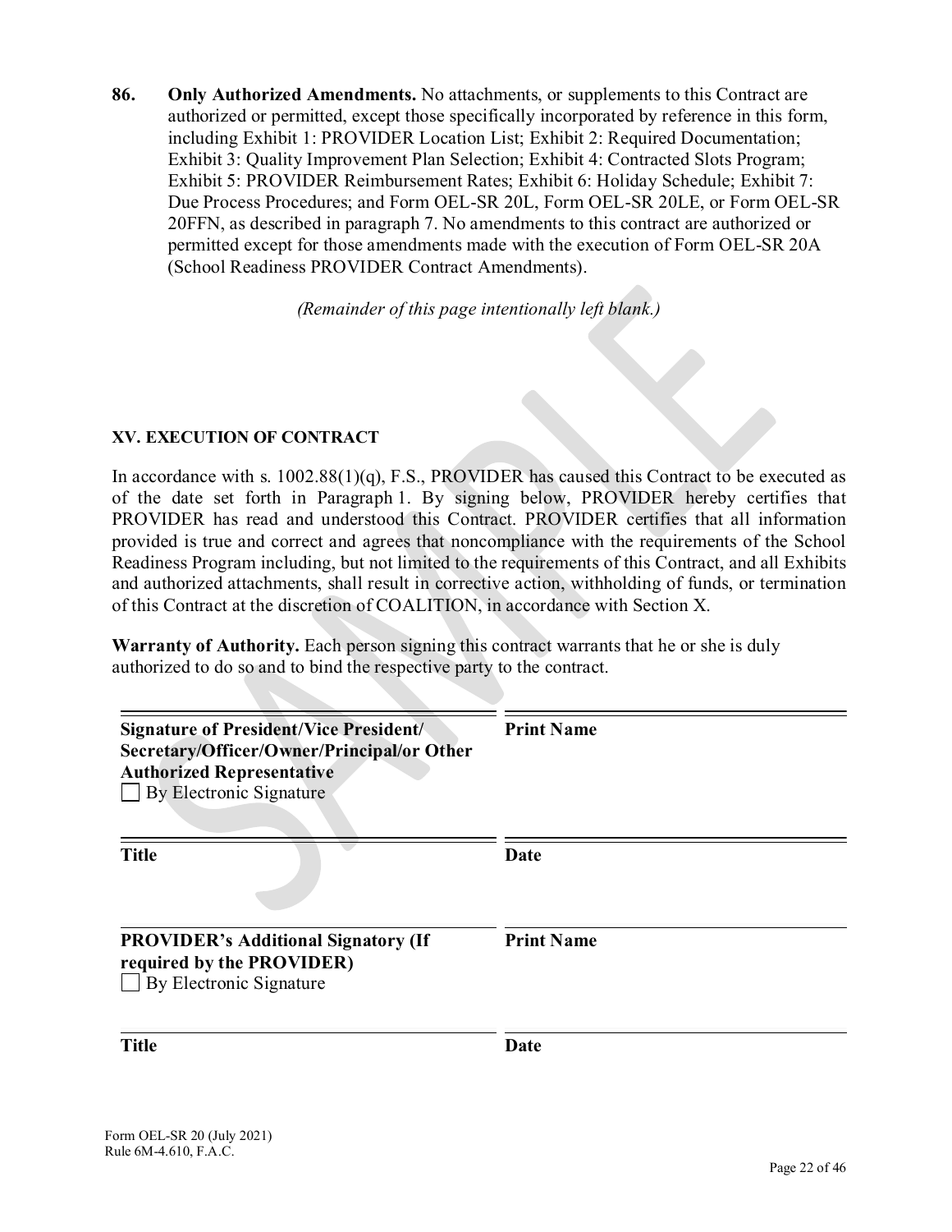**86. Only Authorized Amendments.** No attachments, or supplements to this Contract are authorized or permitted, except those specifically incorporated by reference in this form, including Exhibit 1: PROVIDER Location List; Exhibit 2: Required Documentation; Exhibit 3: Quality Improvement Plan Selection; Exhibit 4: Contracted Slots Program; Exhibit 5: PROVIDER Reimbursement Rates; Exhibit 6: Holiday Schedule; Exhibit 7: Due Process Procedures; and Form OEL-SR 20L, Form OEL-SR 20LE, or Form OEL-SR 20FFN, as described in paragraph 7. No amendments to this contract are authorized or permitted except for those amendments made with the execution of Form OEL-SR 20A (School Readiness PROVIDER Contract Amendments).

*(Remainder of this page intentionally left blank.)*

### XV. EXECUTION OF CONTRACT

In accordance with s. 1002.88(1)(q), F.S., PROVIDER has caused this Contract to be executed as of the date set forth in Paragraph 1. By signing below, PROVIDER hereby certifies that PROVIDER has read and understood this Contract. PROVIDER certifies that all information provided is true and correct and agrees that noncompliance with the requirements of the School Readiness Program including, but not limited to the requirements of this Contract, and all Exhibits and authorized attachments, shall result in corrective action, withholding of funds, or termination of this Contract at the discretion of COALITION, in accordance with Section X.

**Warranty of Authority.** Each person signing this contract warrants that he or she is duly authorized to do so and to bind the respective party to the contract.

| | |
|---|---|
| **Signature of President/Vice President/ Secretary/Officer/Owner/Principal/or Other Authorized Representative**<br>☐ By Electronic Signature | **Print Name** |
| **Title** | **Date** |
| **PROVIDER's Additional Signatory (If required by the PROVIDER)**<br>☐ By Electronic Signature | **Print Name** |
| **Title** | **Date** |

Form OEL-SR 20 (July 2021)
Rule 6M-4.610, F.A.C.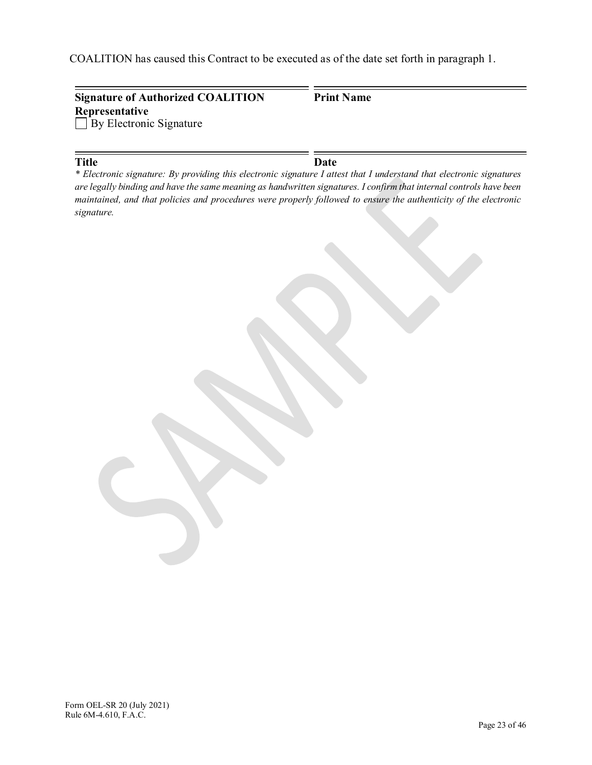COALITION has caused this Contract to be executed as of the date set forth in paragraph 1.

| | |
|---|---|
| **Signature of Authorized COALITION Representative** | **Print Name** |
| ☐ By Electronic Signature | |
| | |
| **Title** | **Date** |

*\* Electronic signature: By providing this electronic signature I attest that I understand that electronic signatures are legally binding and have the same meaning as handwritten signatures. I confirm that internal controls have been maintained, and that policies and procedures were properly followed to ensure the authenticity of the electronic signature.*

Form OEL-SR 20 (July 2021)
Rule 6M-4.610, F.A.C.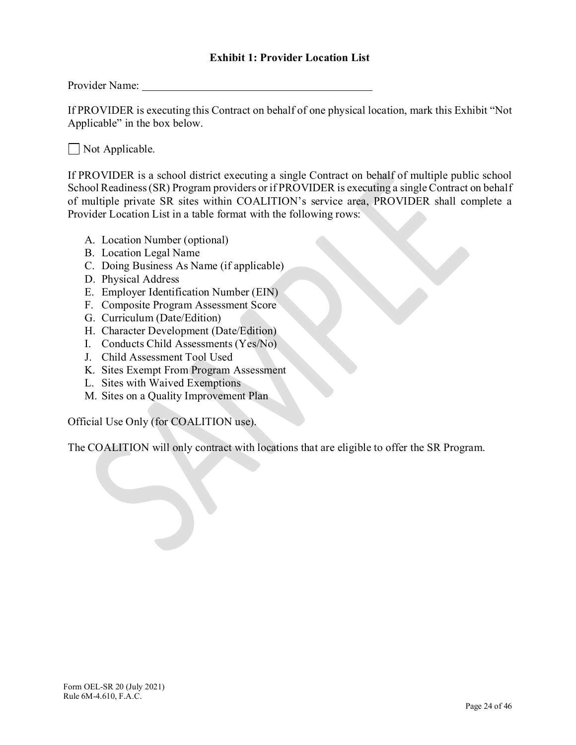### Exhibit 1: Provider Location List

Provider Name: ____________________________________________

If PROVIDER is executing this Contract on behalf of one physical location, mark this Exhibit "Not Applicable" in the box below.

☐ Not Applicable.

If PROVIDER is a school district executing a single Contract on behalf of multiple public school School Readiness (SR) Program providers or if PROVIDER is executing a single Contract on behalf of multiple private SR sites within COALITION's service area, PROVIDER shall complete a Provider Location List in a table format with the following rows:

A. Location Number (optional)
B. Location Legal Name
C. Doing Business As Name (if applicable)
D. Physical Address
E. Employer Identification Number (EIN)
F. Composite Program Assessment Score
G. Curriculum (Date/Edition)
H. Character Development (Date/Edition)
I. Conducts Child Assessments (Yes/No)
J. Child Assessment Tool Used
K. Sites Exempt From Program Assessment
L. Sites with Waived Exemptions
M. Sites on a Quality Improvement Plan

Official Use Only (for COALITION use).

The COALITION will only contract with locations that are eligible to offer the SR Program.

Form OEL-SR 20 (July 2021)
Rule 6M-4.610, F.A.C.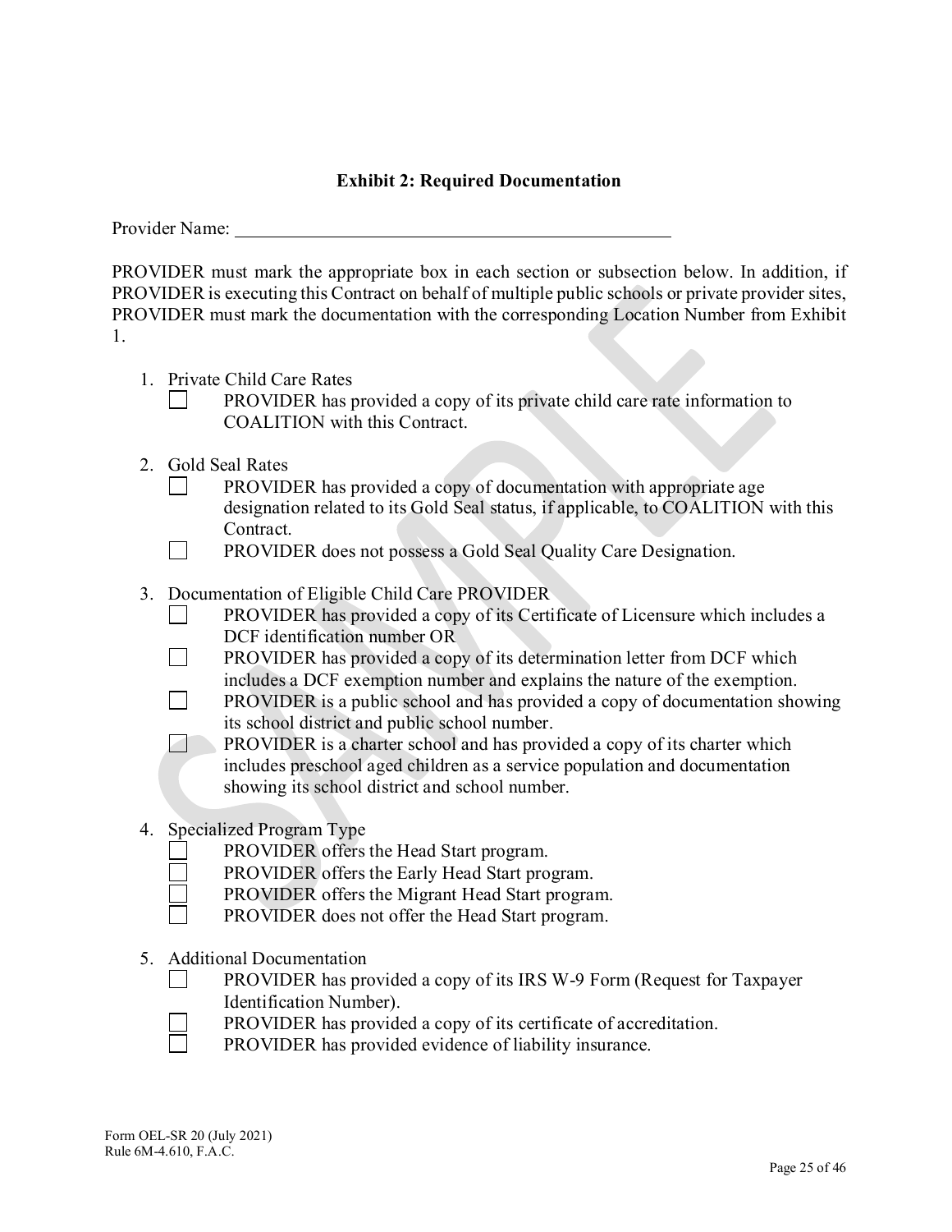## Exhibit 2: Required Documentation

Provider Name: ___________________________________________________

PROVIDER must mark the appropriate box in each section or subsection below. In addition, if PROVIDER is executing this Contract on behalf of multiple public schools or private provider sites, PROVIDER must mark the documentation with the corresponding Location Number from Exhibit 1.

1. Private Child Care Rates
   - ☐ PROVIDER has provided a copy of its private child care rate information to COALITION with this Contract.

2. Gold Seal Rates
   - ☐ PROVIDER has provided a copy of documentation with appropriate age designation related to its Gold Seal status, if applicable, to COALITION with this Contract.
   - ☐ PROVIDER does not possess a Gold Seal Quality Care Designation.

3. Documentation of Eligible Child Care PROVIDER
   - ☐ PROVIDER has provided a copy of its Certificate of Licensure which includes a DCF identification number OR
   - ☐ PROVIDER has provided a copy of its determination letter from DCF which includes a DCF exemption number and explains the nature of the exemption.
   - ☐ PROVIDER is a public school and has provided a copy of documentation showing its school district and public school number.
   - ☐ PROVIDER is a charter school and has provided a copy of its charter which includes preschool aged children as a service population and documentation showing its school district and school number.

4. Specialized Program Type
   - ☐ PROVIDER offers the Head Start program.
   - ☐ PROVIDER offers the Early Head Start program.
   - ☐ PROVIDER offers the Migrant Head Start program.
   - ☐ PROVIDER does not offer the Head Start program.

5. Additional Documentation
   - ☐ PROVIDER has provided a copy of its IRS W-9 Form (Request for Taxpayer Identification Number).
   - ☐ PROVIDER has provided a copy of its certificate of accreditation.
   - ☐ PROVIDER has provided evidence of liability insurance.

Form OEL-SR 20 (July 2021)
Rule 6M-4.610, F.A.C.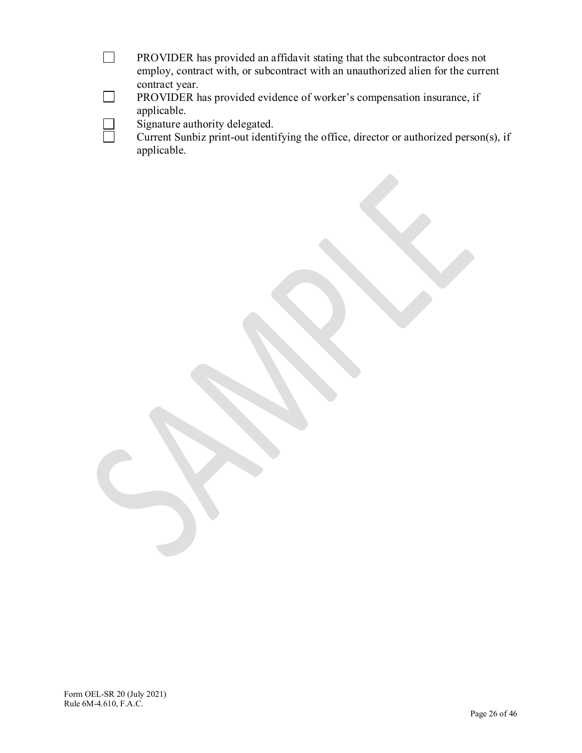- [ ] PROVIDER has provided an affidavit stating that the subcontractor does not employ, contract with, or subcontract with an unauthorized alien for the current contract year.
- [ ] PROVIDER has provided evidence of worker's compensation insurance, if applicable.
- [ ] Signature authority delegated.
- [ ] Current Sunbiz print-out identifying the office, director or authorized person(s), if applicable.

Form OEL-SR 20 (July 2021)
Rule 6M-4.610, F.A.C.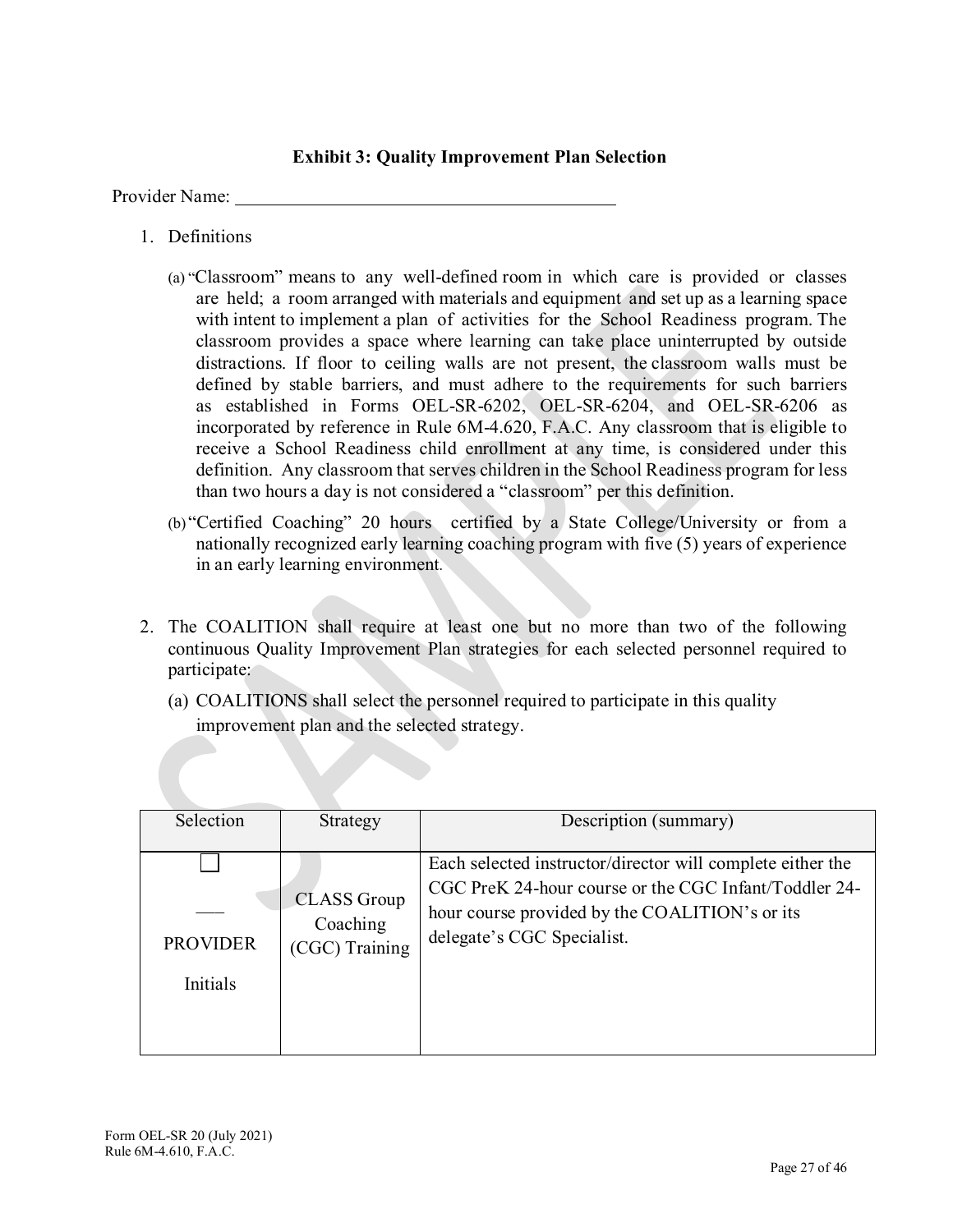### Exhibit 3: Quality Improvement Plan Selection

Provider Name: ________________________________________

1. Definitions

   (a) "Classroom" means to any well-defined room in which care is provided or classes are held; a room arranged with materials and equipment and set up as a learning space with intent to implement a plan of activities for the School Readiness program. The classroom provides a space where learning can take place uninterrupted by outside distractions. If floor to ceiling walls are not present, the classroom walls must be defined by stable barriers, and must adhere to the requirements for such barriers as established in Forms OEL-SR-6202, OEL-SR-6204, and OEL-SR-6206 as incorporated by reference in Rule 6M-4.620, F.A.C. Any classroom that is eligible to receive a School Readiness child enrollment at any time, is considered under this definition. Any classroom that serves children in the School Readiness program for less than two hours a day is not considered a "classroom" per this definition.

   (b) "Certified Coaching" 20 hours certified by a State College/University or from a nationally recognized early learning coaching program with five (5) years of experience in an early learning environment.

2. The COALITION shall require at least one but no more than two of the following continuous Quality Improvement Plan strategies for each selected personnel required to participate:

   (a) COALITIONS shall select the personnel required to participate in this quality improvement plan and the selected strategy.

| Selection | Strategy | Description (summary) |
|---|---|---|
| ☐ ___ PROVIDER Initials | CLASS Group Coaching (CGC) Training | Each selected instructor/director will complete either the CGC PreK 24-hour course or the CGC Infant/Toddler 24-hour course provided by the COALITION's or its delegate's CGC Specialist. |

Form OEL-SR 20 (July 2021)
Rule 6M-4.610, F.A.C.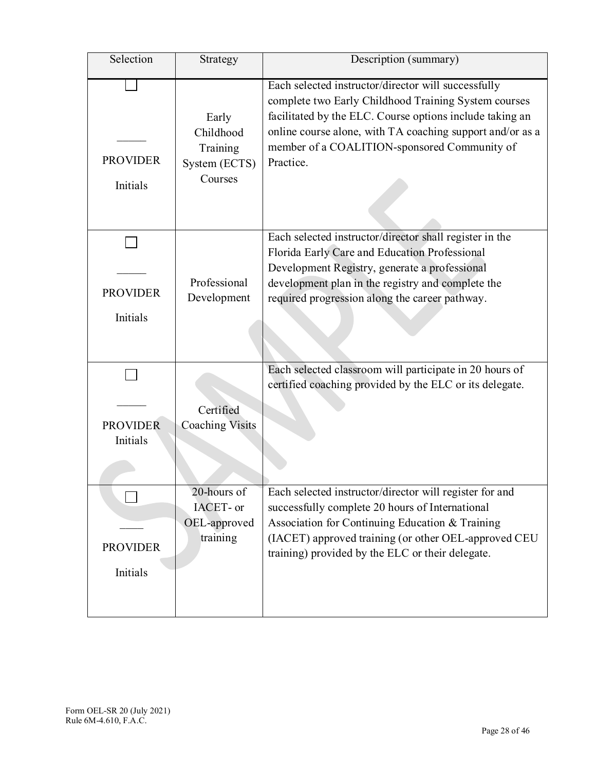| Selection | Strategy | Description (summary) |
|---|---|---|
| ☐ _____ PROVIDER Initials | Early Childhood Training System (ECTS) Courses | Each selected instructor/director will successfully complete two Early Childhood Training System courses facilitated by the ELC. Course options include taking an online course alone, with TA coaching support and/or as a member of a COALITION-sponsored Community of Practice. |
| ☐ _____ PROVIDER Initials | Professional Development | Each selected instructor/director shall register in the Florida Early Care and Education Professional Development Registry, generate a professional development plan in the registry and complete the required progression along the career pathway. |
| ☐ _____ PROVIDER Initials | Certified Coaching Visits | Each selected classroom will participate in 20 hours of certified coaching provided by the ELC or its delegate. |
| ☐ ____ PROVIDER Initials | 20-hours of IACET- or OEL-approved training | Each selected instructor/director will register for and successfully complete 20 hours of International Association for Continuing Education & Training (IACET) approved training (or other OEL-approved CEU training) provided by the ELC or their delegate. |

Form OEL-SR 20 (July 2021)
Rule 6M-4.610, F.A.C.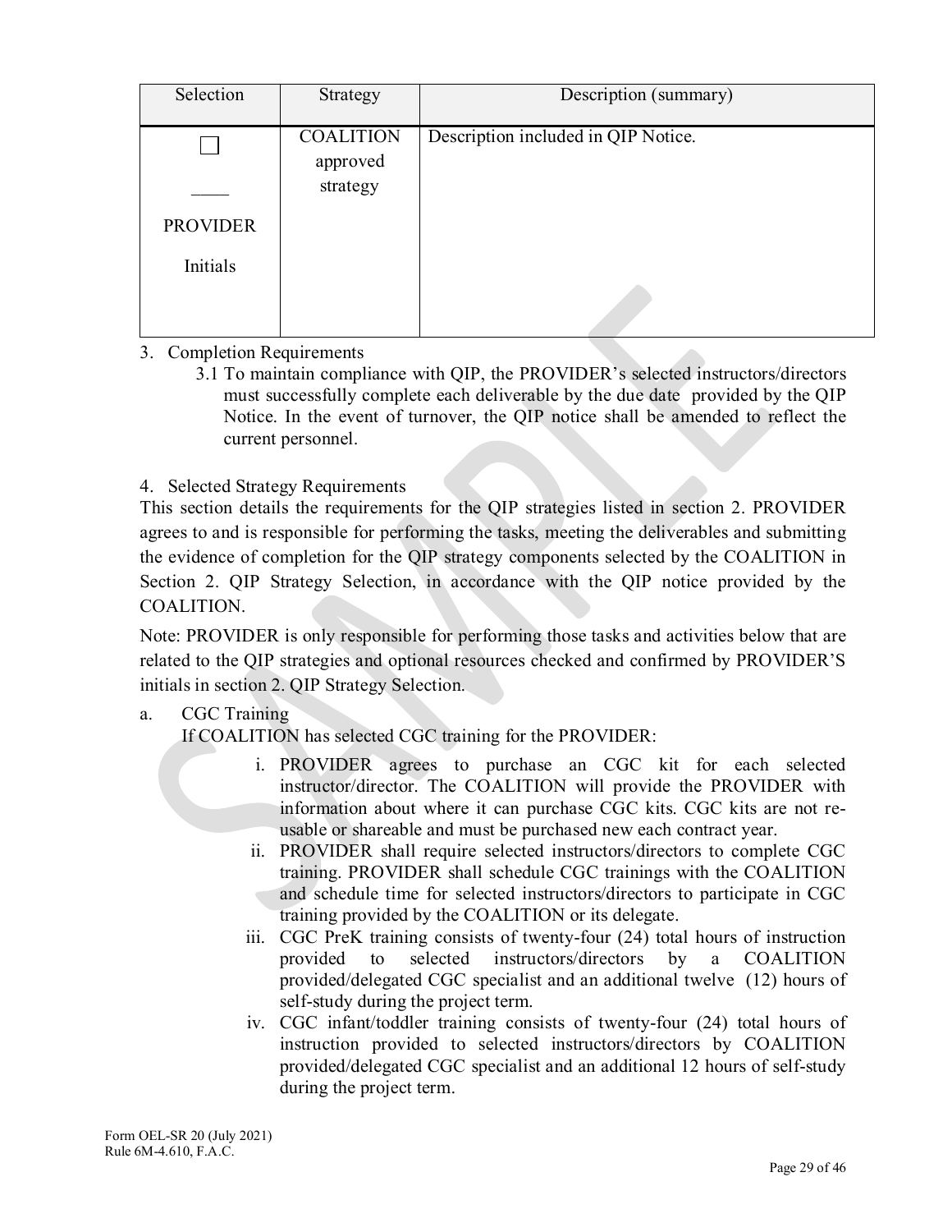| Selection | Strategy | Description (summary) |
|---|---|---|
| ☐<br><br>____<br><br>PROVIDER<br><br>Initials | COALITION approved strategy | Description included in QIP Notice. |

3. Completion Requirements
   3.1 To maintain compliance with QIP, the PROVIDER's selected instructors/directors must successfully complete each deliverable by the due date provided by the QIP Notice. In the event of turnover, the QIP notice shall be amended to reflect the current personnel.

4. Selected Strategy Requirements

This section details the requirements for the QIP strategies listed in section 2. PROVIDER agrees to and is responsible for performing the tasks, meeting the deliverables and submitting the evidence of completion for the QIP strategy components selected by the COALITION in Section 2. QIP Strategy Selection, in accordance with the QIP notice provided by the COALITION.

Note: PROVIDER is only responsible for performing those tasks and activities below that are related to the QIP strategies and optional resources checked and confirmed by PROVIDER'S initials in section 2. QIP Strategy Selection.

a. CGC Training

   If COALITION has selected CGC training for the PROVIDER:

   i. PROVIDER agrees to purchase an CGC kit for each selected instructor/director. The COALITION will provide the PROVIDER with information about where it can purchase CGC kits. CGC kits are not re-usable or shareable and must be purchased new each contract year.
   ii. PROVIDER shall require selected instructors/directors to complete CGC training. PROVIDER shall schedule CGC trainings with the COALITION and schedule time for selected instructors/directors to participate in CGC training provided by the COALITION or its delegate.
   iii. CGC PreK training consists of twenty-four (24) total hours of instruction provided to selected instructors/directors by a COALITION provided/delegated CGC specialist and an additional twelve (12) hours of self-study during the project term.
   iv. CGC infant/toddler training consists of twenty-four (24) total hours of instruction provided to selected instructors/directors by COALITION provided/delegated CGC specialist and an additional 12 hours of self-study during the project term.

Form OEL-SR 20 (July 2021)
Rule 6M-4.610, F.A.C.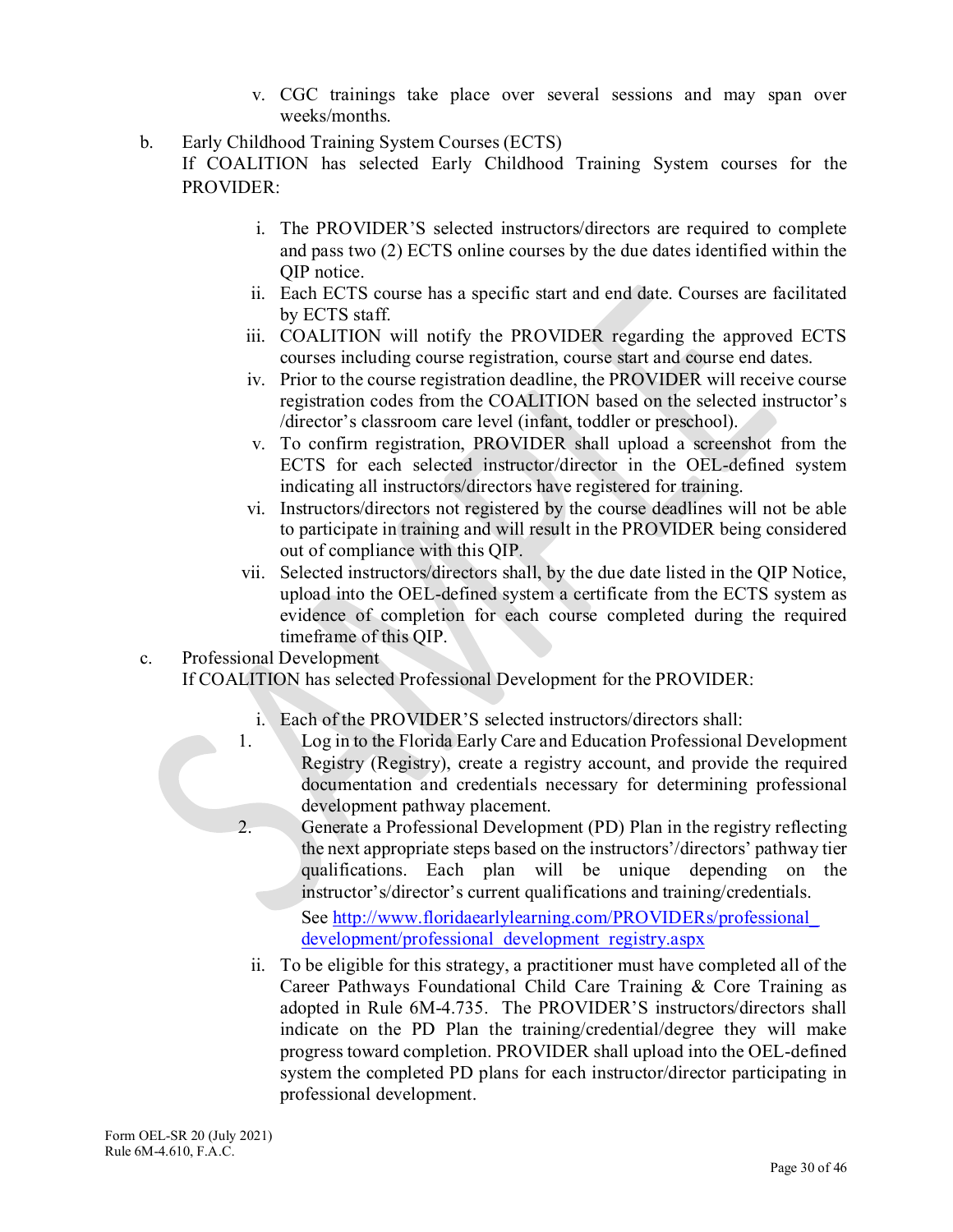v. CGC trainings take place over several sessions and may span over weeks/months.

b. Early Childhood Training System Courses (ECTS)
If COALITION has selected Early Childhood Training System courses for the PROVIDER:

i. The PROVIDER'S selected instructors/directors are required to complete and pass two (2) ECTS online courses by the due dates identified within the QIP notice.
ii. Each ECTS course has a specific start and end date. Courses are facilitated by ECTS staff.
iii. COALITION will notify the PROVIDER regarding the approved ECTS courses including course registration, course start and course end dates.
iv. Prior to the course registration deadline, the PROVIDER will receive course registration codes from the COALITION based on the selected instructor's /director's classroom care level (infant, toddler or preschool).
v. To confirm registration, PROVIDER shall upload a screenshot from the ECTS for each selected instructor/director in the OEL-defined system indicating all instructors/directors have registered for training.
vi. Instructors/directors not registered by the course deadlines will not be able to participate in training and will result in the PROVIDER being considered out of compliance with this QIP.
vii. Selected instructors/directors shall, by the due date listed in the QIP Notice, upload into the OEL-defined system a certificate from the ECTS system as evidence of completion for each course completed during the required timeframe of this QIP.

c. Professional Development
If COALITION has selected Professional Development for the PROVIDER:

i. Each of the PROVIDER'S selected instructors/directors shall:
1. Log in to the Florida Early Care and Education Professional Development Registry (Registry), create a registry account, and provide the required documentation and credentials necessary for determining professional development pathway placement.
2. Generate a Professional Development (PD) Plan in the registry reflecting the next appropriate steps based on the instructors'/directors' pathway tier qualifications. Each plan will be unique depending on the instructor's/director's current qualifications and training/credentials.
See [http://www.floridaearlylearning.com/PROVIDERs/professional_development/professional_development_registry.aspx](http://www.floridaearlylearning.com/PROVIDERs/professional_development/professional_development_registry.aspx)

ii. To be eligible for this strategy, a practitioner must have completed all of the Career Pathways Foundational Child Care Training & Core Training as adopted in Rule 6M-4.735. The PROVIDER'S instructors/directors shall indicate on the PD Plan the training/credential/degree they will make progress toward completion. PROVIDER shall upload into the OEL-defined system the completed PD plans for each instructor/director participating in professional development.

Form OEL-SR 20 (July 2021)
Rule 6M-4.610, F.A.C.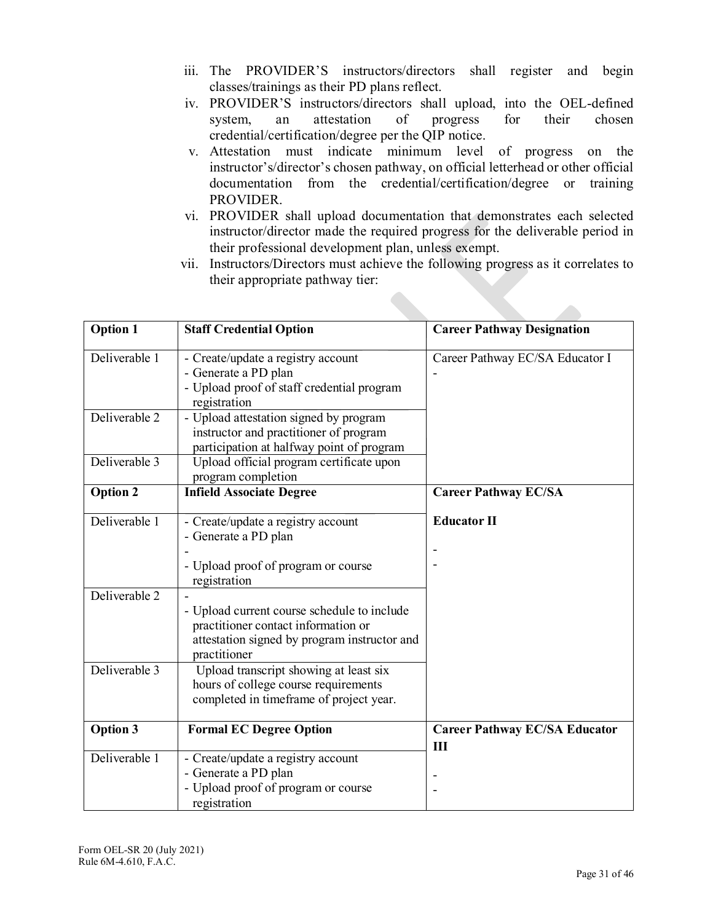iii. The PROVIDER'S instructors/directors shall register and begin classes/trainings as their PD plans reflect.

iv. PROVIDER'S instructors/directors shall upload, into the OEL-defined system, an attestation of progress for their chosen credential/certification/degree per the QIP notice.

v. Attestation must indicate minimum level of progress on the instructor's/director's chosen pathway, on official letterhead or other official documentation from the credential/certification/degree or training PROVIDER.

vi. PROVIDER shall upload documentation that demonstrates each selected instructor/director made the required progress for the deliverable period in their professional development plan, unless exempt.

vii. Instructors/Directors must achieve the following progress as it correlates to their appropriate pathway tier:

| **Option 1** | **Staff Credential Option** | **Career Pathway Designation** |
|---|---|---|
| Deliverable 1 | - Create/update a registry account<br>- Generate a PD plan<br>- Upload proof of staff credential program registration | Career Pathway EC/SA Educator I<br>- |
| Deliverable 2 | - Upload attestation signed by program instructor and practitioner of program participation at halfway point of program | |
| Deliverable 3 | Upload official program certificate upon program completion | |
| **Option 2** | **Infield Associate Degree** | **Career Pathway EC/SA** |
| Deliverable 1 | - Create/update a registry account<br>- Generate a PD plan<br>-<br>- Upload proof of program or course registration | **Educator II**<br>-<br>- |
| Deliverable 2 | -<br>- Upload current course schedule to include practitioner contact information or attestation signed by program instructor and practitioner | |
| Deliverable 3 | Upload transcript showing at least six hours of college course requirements completed in timeframe of project year. | |
| **Option 3** | **Formal EC Degree Option** | **Career Pathway EC/SA Educator III** |
| Deliverable 1 | - Create/update a registry account<br>- Generate a PD plan<br>- Upload proof of program or course registration | -<br>- |

Form OEL-SR 20 (July 2021)
Rule 6M-4.610, F.A.C.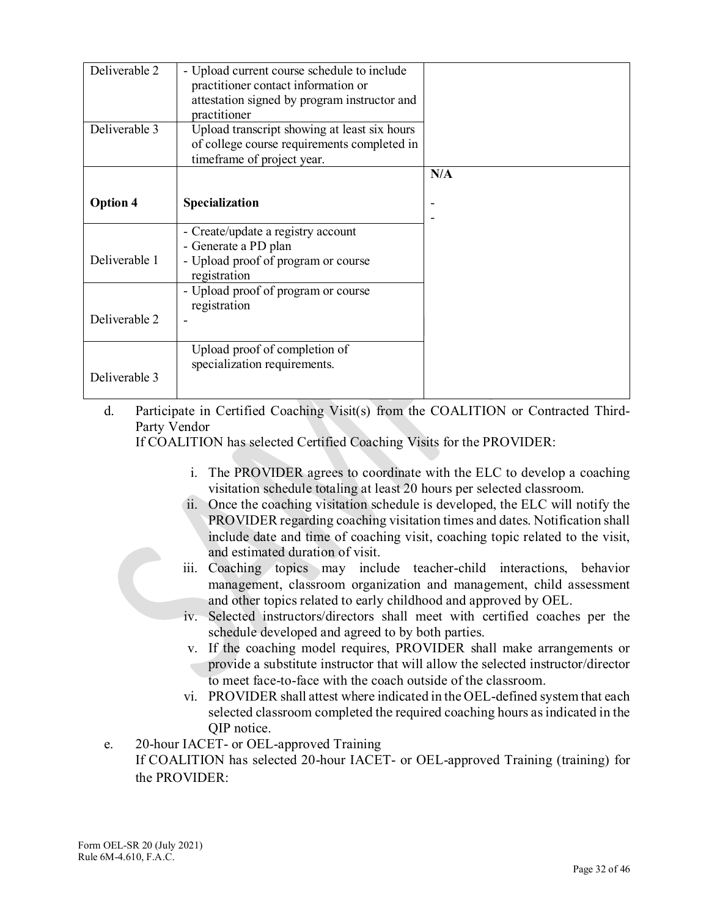| | | |
|---|---|---|
| Deliverable 2 | - Upload current course schedule to include practitioner contact information or attestation signed by program instructor and practitioner | |
| Deliverable 3 | Upload transcript showing at least six hours of college course requirements completed in timeframe of project year. | |
| **Option 4** | **Specialization** | **N/A**<br>-<br>- |
| Deliverable 1 | - Create/update a registry account<br>- Generate a PD plan<br>- Upload proof of program or course registration | |
| Deliverable 2 | - Upload proof of program or course registration<br>- | |
| Deliverable 3 | Upload proof of completion of specialization requirements. | |

d. Participate in Certified Coaching Visit(s) from the COALITION or Contracted Third-Party Vendor
If COALITION has selected Certified Coaching Visits for the PROVIDER:

i. The PROVIDER agrees to coordinate with the ELC to develop a coaching visitation schedule totaling at least 20 hours per selected classroom.
ii. Once the coaching visitation schedule is developed, the ELC will notify the PROVIDER regarding coaching visitation times and dates. Notification shall include date and time of coaching visit, coaching topic related to the visit, and estimated duration of visit.
iii. Coaching topics may include teacher-child interactions, behavior management, classroom organization and management, child assessment and other topics related to early childhood and approved by OEL.
iv. Selected instructors/directors shall meet with certified coaches per the schedule developed and agreed to by both parties.
v. If the coaching model requires, PROVIDER shall make arrangements or provide a substitute instructor that will allow the selected instructor/director to meet face-to-face with the coach outside of the classroom.
vi. PROVIDER shall attest where indicated in the OEL-defined system that each selected classroom completed the required coaching hours as indicated in the QIP notice.

e. 20-hour IACET- or OEL-approved Training
If COALITION has selected 20-hour IACET- or OEL-approved Training (training) for the PROVIDER:

Form OEL-SR 20 (July 2021)
Rule 6M-4.610, F.A.C.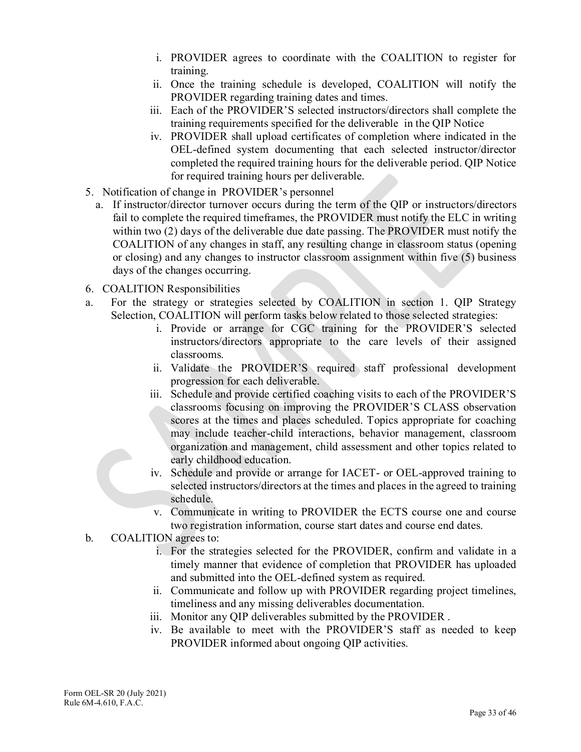i. PROVIDER agrees to coordinate with the COALITION to register for training.
ii. Once the training schedule is developed, COALITION will notify the PROVIDER regarding training dates and times.
iii. Each of the PROVIDER'S selected instructors/directors shall complete the training requirements specified for the deliverable in the QIP Notice
iv. PROVIDER shall upload certificates of completion where indicated in the OEL-defined system documenting that each selected instructor/director completed the required training hours for the deliverable period. QIP Notice for required training hours per deliverable.

5. Notification of change in PROVIDER's personnel
   a. If instructor/director turnover occurs during the term of the QIP or instructors/directors fail to complete the required timeframes, the PROVIDER must notify the ELC in writing within two (2) days of the deliverable due date passing. The PROVIDER must notify the COALITION of any changes in staff, any resulting change in classroom status (opening or closing) and any changes to instructor classroom assignment within five (5) business days of the changes occurring.

6. COALITION Responsibilities

a. For the strategy or strategies selected by COALITION in section 1. QIP Strategy Selection, COALITION will perform tasks below related to those selected strategies:
   i. Provide or arrange for CGC training for the PROVIDER'S selected instructors/directors appropriate to the care levels of their assigned classrooms.
   ii. Validate the PROVIDER'S required staff professional development progression for each deliverable.
   iii. Schedule and provide certified coaching visits to each of the PROVIDER'S classrooms focusing on improving the PROVIDER'S CLASS observation scores at the times and places scheduled. Topics appropriate for coaching may include teacher-child interactions, behavior management, classroom organization and management, child assessment and other topics related to early childhood education.
   iv. Schedule and provide or arrange for IACET- or OEL-approved training to selected instructors/directors at the times and places in the agreed to training schedule.
   v. Communicate in writing to PROVIDER the ECTS course one and course two registration information, course start dates and course end dates.

b. COALITION agrees to:
   i. For the strategies selected for the PROVIDER, confirm and validate in a timely manner that evidence of completion that PROVIDER has uploaded and submitted into the OEL-defined system as required.
   ii. Communicate and follow up with PROVIDER regarding project timelines, timeliness and any missing deliverables documentation.
   iii. Monitor any QIP deliverables submitted by the PROVIDER .
   iv. Be available to meet with the PROVIDER'S staff as needed to keep PROVIDER informed about ongoing QIP activities.

Form OEL-SR 20 (July 2021)
Rule 6M-4.610, F.A.C.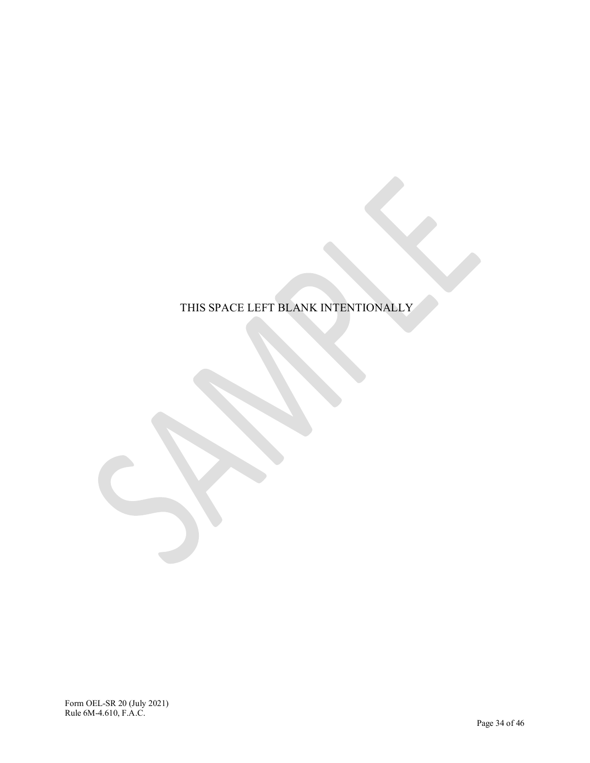THIS SPACE LEFT BLANK INTENTIONALLY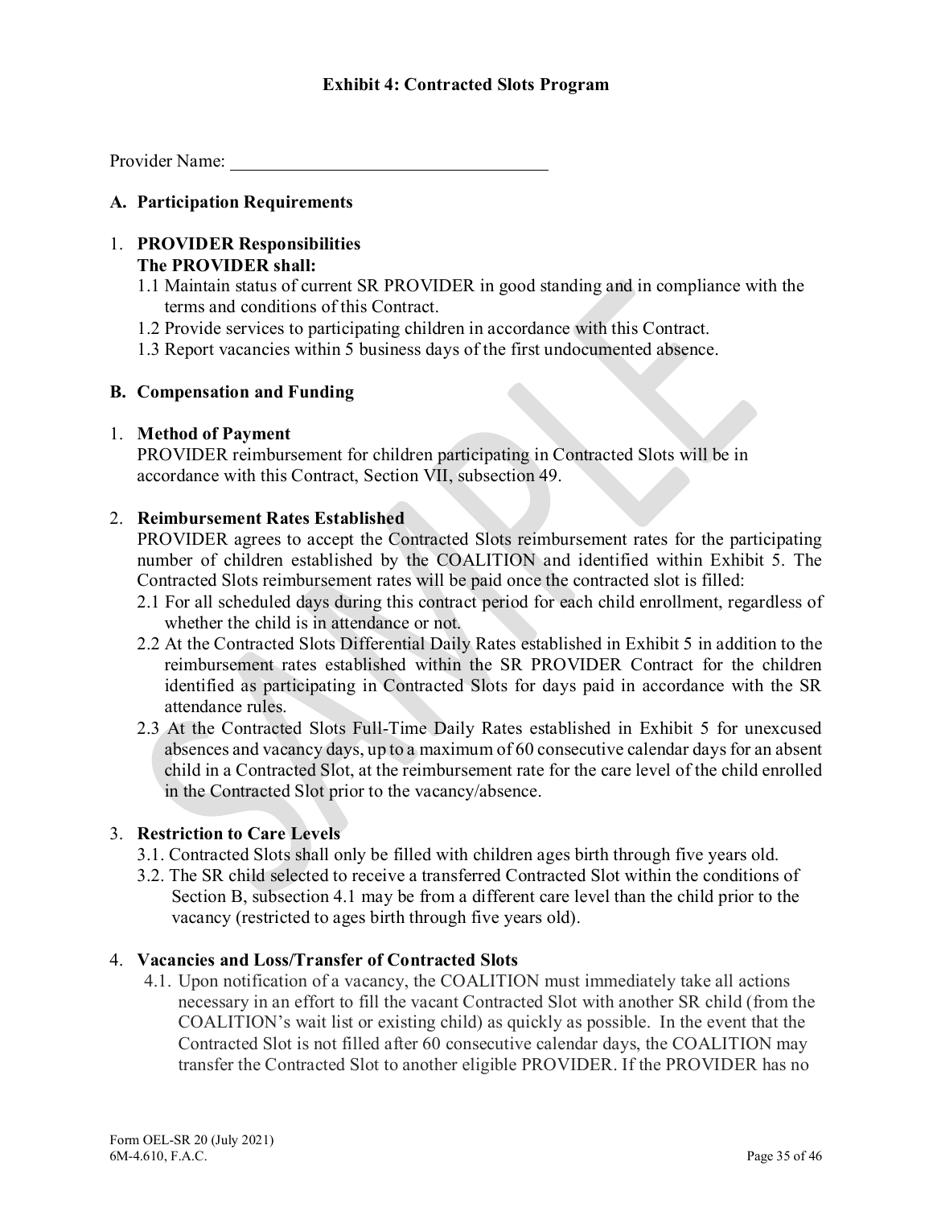# Exhibit 4: Contracted Slots Program

Provider Name: ___________________________________

## A. Participation Requirements

1. **PROVIDER Responsibilities**
   **The PROVIDER shall:**
   1.1 Maintain status of current SR PROVIDER in good standing and in compliance with the terms and conditions of this Contract.
   1.2 Provide services to participating children in accordance with this Contract.
   1.3 Report vacancies within 5 business days of the first undocumented absence.

## B. Compensation and Funding

1. **Method of Payment**
   PROVIDER reimbursement for children participating in Contracted Slots will be in accordance with this Contract, Section VII, subsection 49.

2. **Reimbursement Rates Established**
   PROVIDER agrees to accept the Contracted Slots reimbursement rates for the participating number of children established by the COALITION and identified within Exhibit 5. The Contracted Slots reimbursement rates will be paid once the contracted slot is filled:
   2.1 For all scheduled days during this contract period for each child enrollment, regardless of whether the child is in attendance or not.
   2.2 At the Contracted Slots Differential Daily Rates established in Exhibit 5 in addition to the reimbursement rates established within the SR PROVIDER Contract for the children identified as participating in Contracted Slots for days paid in accordance with the SR attendance rules.
   2.3 At the Contracted Slots Full-Time Daily Rates established in Exhibit 5 for unexcused absences and vacancy days, up to a maximum of 60 consecutive calendar days for an absent child in a Contracted Slot, at the reimbursement rate for the care level of the child enrolled in the Contracted Slot prior to the vacancy/absence.

3. **Restriction to Care Levels**
   3.1. Contracted Slots shall only be filled with children ages birth through five years old.
   3.2. The SR child selected to receive a transferred Contracted Slot within the conditions of Section B, subsection 4.1 may be from a different care level than the child prior to the vacancy (restricted to ages birth through five years old).

4. **Vacancies and Loss/Transfer of Contracted Slots**
   4.1. Upon notification of a vacancy, the COALITION must immediately take all actions necessary in an effort to fill the vacant Contracted Slot with another SR child (from the COALITION's wait list or existing child) as quickly as possible. In the event that the Contracted Slot is not filled after 60 consecutive calendar days, the COALITION may transfer the Contracted Slot to another eligible PROVIDER. If the PROVIDER has no

Form OEL-SR 20 (July 2021)
6M-4.610, F.A.C.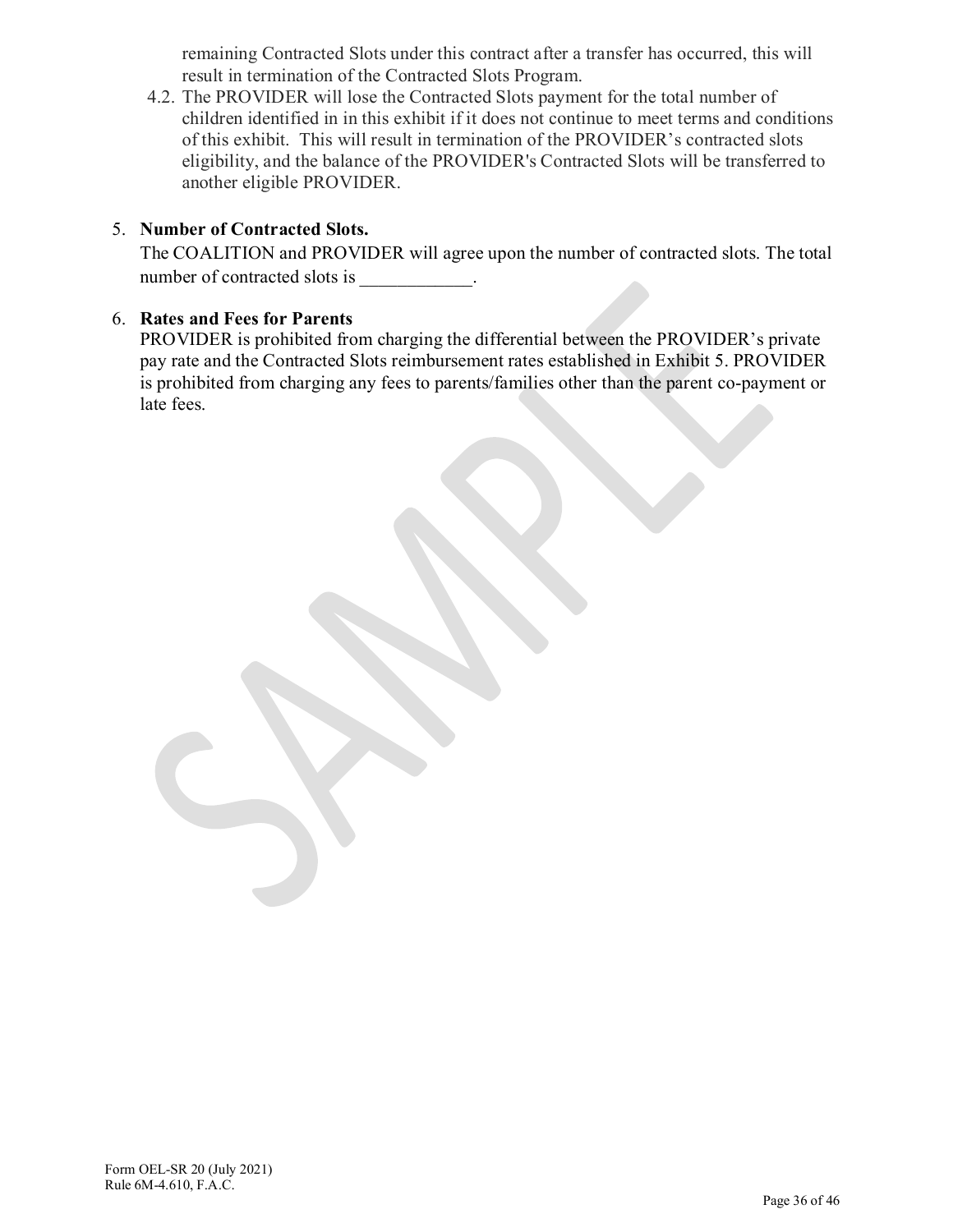remaining Contracted Slots under this contract after a transfer has occurred, this will result in termination of the Contracted Slots Program.

4.2. The PROVIDER will lose the Contracted Slots payment for the total number of children identified in in this exhibit if it does not continue to meet terms and conditions of this exhibit. This will result in termination of the PROVIDER's contracted slots eligibility, and the balance of the PROVIDER's Contracted Slots will be transferred to another eligible PROVIDER.

5. **Number of Contracted Slots.**

   The COALITION and PROVIDER will agree upon the number of contracted slots. The total number of contracted slots is ____________.

6. **Rates and Fees for Parents**

   PROVIDER is prohibited from charging the differential between the PROVIDER's private pay rate and the Contracted Slots reimbursement rates established in Exhibit 5. PROVIDER is prohibited from charging any fees to parents/families other than the parent co-payment or late fees.

Form OEL-SR 20 (July 2021)
Rule 6M-4.610, F.A.C.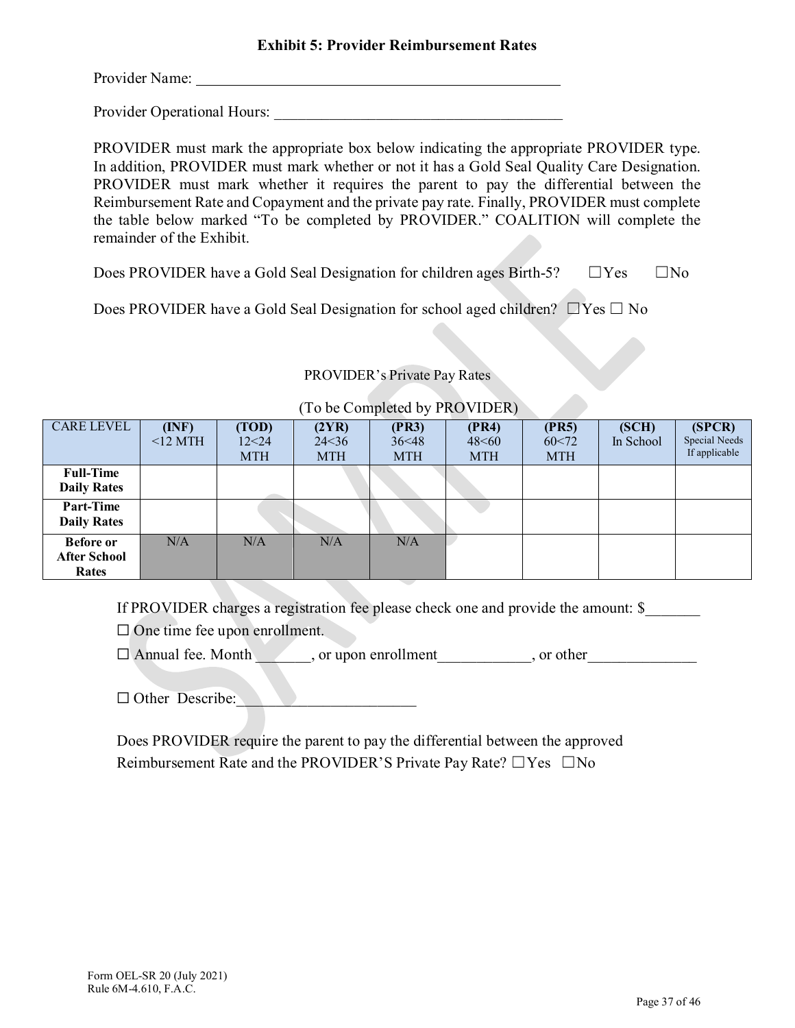### Exhibit 5: Provider Reimbursement Rates

Provider Name: \_\_\_\_\_\_\_\_\_\_\_\_\_\_\_\_\_\_\_\_\_\_\_\_\_\_\_\_\_\_\_\_\_\_\_\_\_\_\_\_\_\_\_\_\_\_

Provider Operational Hours: \_\_\_\_\_\_\_\_\_\_\_\_\_\_\_\_\_\_\_\_\_\_\_\_\_\_\_\_\_\_\_\_\_\_\_\_\_\_\_\_

PROVIDER must mark the appropriate box below indicating the appropriate PROVIDER type. In addition, PROVIDER must mark whether or not it has a Gold Seal Quality Care Designation. PROVIDER must mark whether it requires the parent to pay the differential between the Reimbursement Rate and Copayment and the private pay rate. Finally, PROVIDER must complete the table below marked "To be completed by PROVIDER." COALITION will complete the remainder of the Exhibit.

Does PROVIDER have a Gold Seal Designation for children ages Birth-5? ☐Yes ☐No

Does PROVIDER have a Gold Seal Designation for school aged children? ☐Yes ☐ No

PROVIDER's Private Pay Rates

(To be Completed by PROVIDER)

| CARE LEVEL | (INF) <12 MTH | (TOD) 12<24 MTH | (2YR) 24<36 MTH | (PR3) 36<48 MTH | (PR4) 48<60 MTH | (PR5) 60<72 MTH | (SCH) In School | (SPCR) Special Needs If applicable |
|---|---|---|---|---|---|---|---|---|
| **Full-Time Daily Rates** | | | | | | | | |
| **Part-Time Daily Rates** | | | | | | | | |
| **Before or After School Rates** | N/A | N/A | N/A | N/A | | | | |

If PROVIDER charges a registration fee please check one and provide the amount: $\_\_\_\_\_\_\_

☐ One time fee upon enrollment.

☐ Annual fee. Month \_\_\_\_\_\_\_, or upon enrollment\_\_\_\_\_\_\_\_\_\_\_\_, or other\_\_\_\_\_\_\_\_\_\_\_\_\_\_

☐ Other Describe:\_\_\_\_\_\_\_\_\_\_\_\_\_\_\_\_\_\_\_\_\_\_\_\_

Does PROVIDER require the parent to pay the differential between the approved Reimbursement Rate and the PROVIDER'S Private Pay Rate? ☐Yes ☐No

Form OEL-SR 20 (July 2021)
Rule 6M-4.610, F.A.C.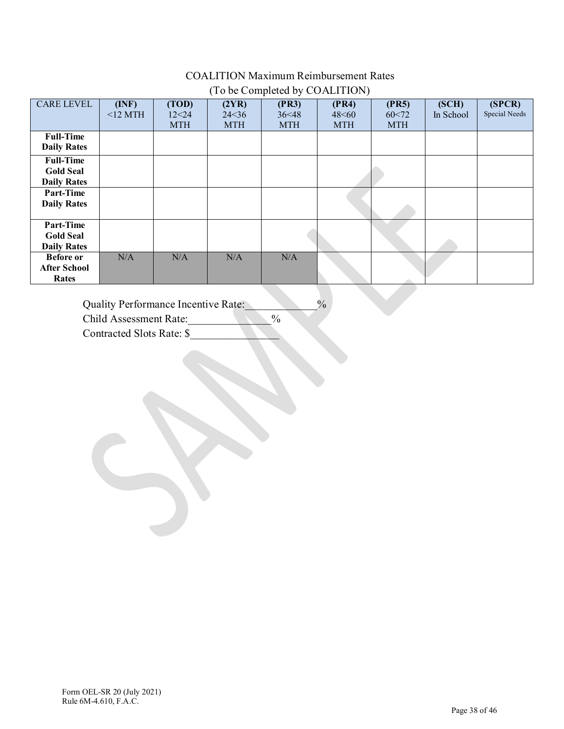COALITION Maximum Reimbursement Rates
(To be Completed by COALITION)

| CARE LEVEL | **(INF)** <12 MTH | **(TOD)** 12<24 MTH | **(2YR)** 24<36 MTH | **(PR3)** 36<48 MTH | **(PR4)** 48<60 MTH | **(PR5)** 60<72 MTH | **(SCH)** In School | **(SPCR)** Special Needs |
|---|---|---|---|---|---|---|---|---|
| **Full-Time Daily Rates** | | | | | | | | |
| **Full-Time Gold Seal Daily Rates** | | | | | | | | |
| **Part-Time Daily Rates** | | | | | | | | |
| **Part-Time Gold Seal Daily Rates** | | | | | | | | |
| **Before or After School Rates** | N/A | N/A | N/A | N/A | | | | |

Quality Performance Incentive Rate:_____________%
Child Assessment Rate:______________%
Contracted Slots Rate: $_______________

Form OEL-SR 20 (July 2021)
Rule 6M-4.610, F.A.C.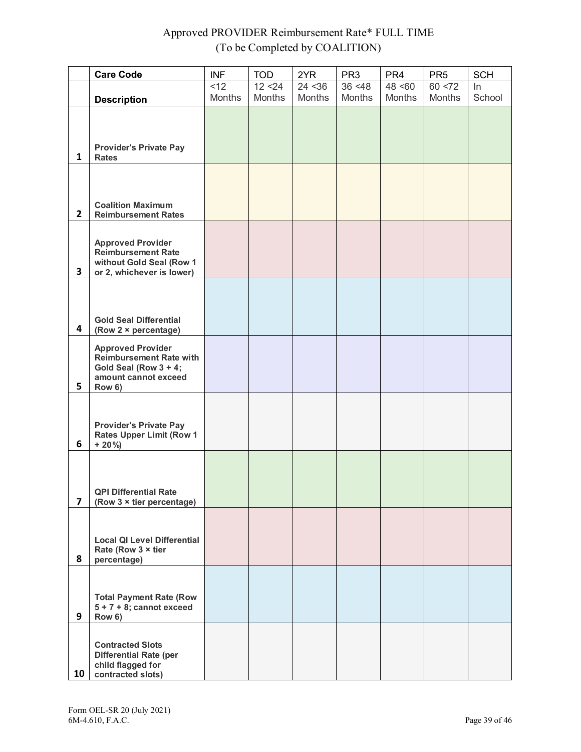Approved PROVIDER Reimbursement Rate* FULL TIME
(To be Completed by COALITION)

| | Care Code | INF | TOD | 2YR | PR3 | PR4 | PR5 | SCH |
|---|---|---|---|---|---|---|---|---|
| | **Description** | <12 Months | 12 <24 Months | 24 <36 Months | 36 <48 Months | 48 <60 Months | 60 <72 Months | In School |
| 1 | **Provider's Private Pay Rates** | | | | | | | |
| 2 | **Coalition Maximum Reimbursement Rates** | | | | | | | |
| 3 | **Approved Provider Reimbursement Rate without Gold Seal (Row 1 or 2, whichever is lower)** | | | | | | | |
| 4 | **Gold Seal Differential (Row 2 × percentage)** | | | | | | | |
| 5 | **Approved Provider Reimbursement Rate with Gold Seal (Row 3 + 4; amount cannot exceed Row 6)** | | | | | | | |
| 6 | **Provider's Private Pay Rates Upper Limit (Row 1 + 20%)** | | | | | | | |
| 7 | **QPI Differential Rate (Row 3 × tier percentage)** | | | | | | | |
| 8 | **Local QI Level Differential Rate (Row 3 × tier percentage)** | | | | | | | |
| 9 | **Total Payment Rate (Row 5 + 7 + 8; cannot exceed Row 6)** | | | | | | | |
| 10 | **Contracted Slots Differential Rate (per child flagged for contracted slots)** | | | | | | | |

Form OEL-SR 20 (July 2021)
6M-4.610, F.A.C.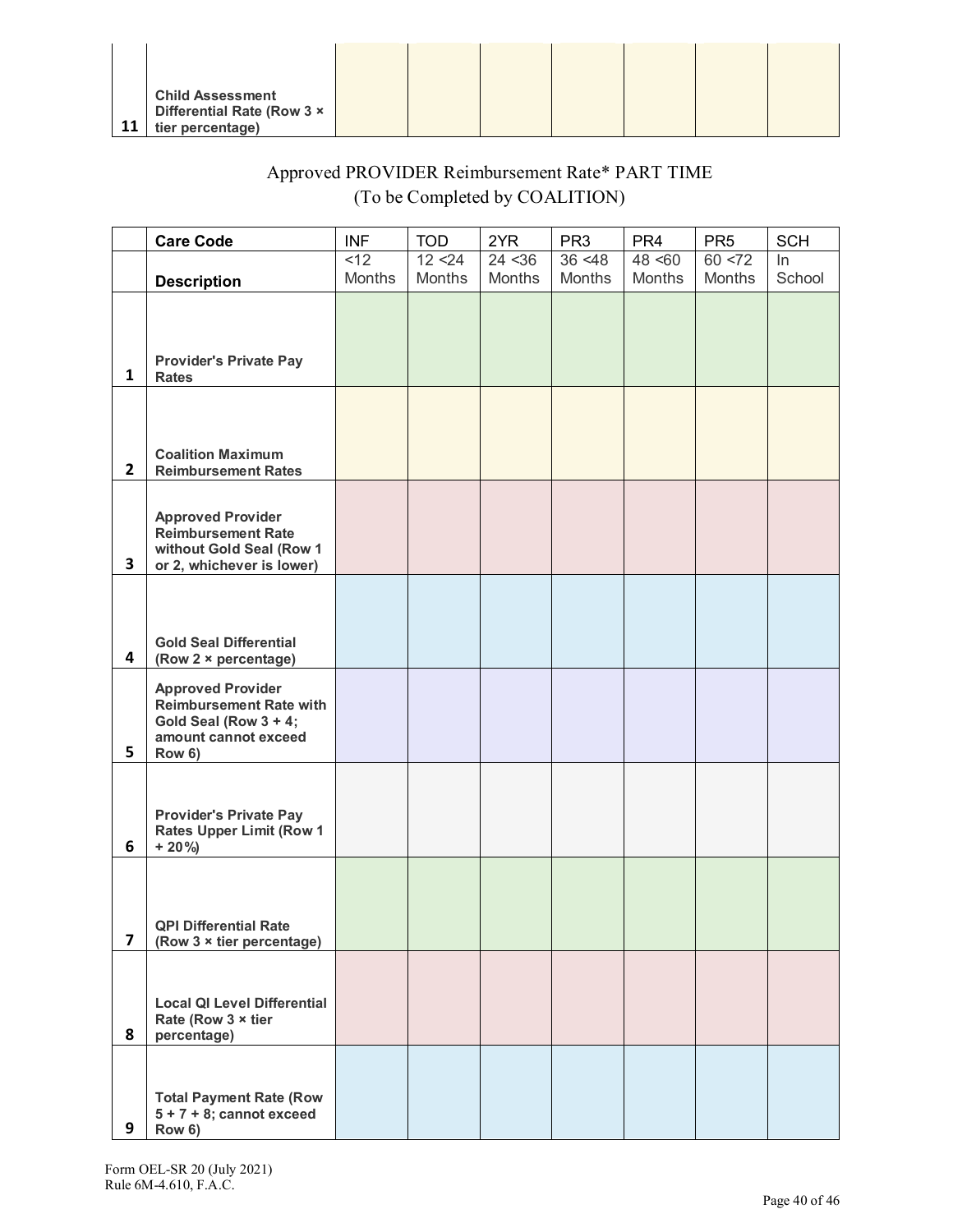| | | | | | | | | |
|---|---|---|---|---|---|---|---|---|
| 11 | **Child Assessment Differential Rate (Row 3 × tier percentage)** | | | | | | | |

Approved PROVIDER Reimbursement Rate* PART TIME
(To be Completed by COALITION)

| | Care Code | INF | TOD | 2YR | PR3 | PR4 | PR5 | SCH |
|---|---|---|---|---|---|---|---|---|
| | **Description** | <12 Months | 12 <24 Months | 24 <36 Months | 36 <48 Months | 48 <60 Months | 60 <72 Months | In School |
| 1 | **Provider's Private Pay Rates** | | | | | | | |
| 2 | **Coalition Maximum Reimbursement Rates** | | | | | | | |
| 3 | **Approved Provider Reimbursement Rate without Gold Seal (Row 1 or 2, whichever is lower)** | | | | | | | |
| 4 | **Gold Seal Differential (Row 2 × percentage)** | | | | | | | |
| 5 | **Approved Provider Reimbursement Rate with Gold Seal (Row 3 + 4; amount cannot exceed Row 6)** | | | | | | | |
| 6 | **Provider's Private Pay Rates Upper Limit (Row 1 + 20%)** | | | | | | | |
| 7 | **QPI Differential Rate (Row 3 × tier percentage)** | | | | | | | |
| 8 | **Local QI Level Differential Rate (Row 3 × tier percentage)** | | | | | | | |
| 9 | **Total Payment Rate (Row 5 + 7 + 8; cannot exceed Row 6)** | | | | | | | |

Form OEL-SR 20 (July 2021)
Rule 6M-4.610, F.A.C.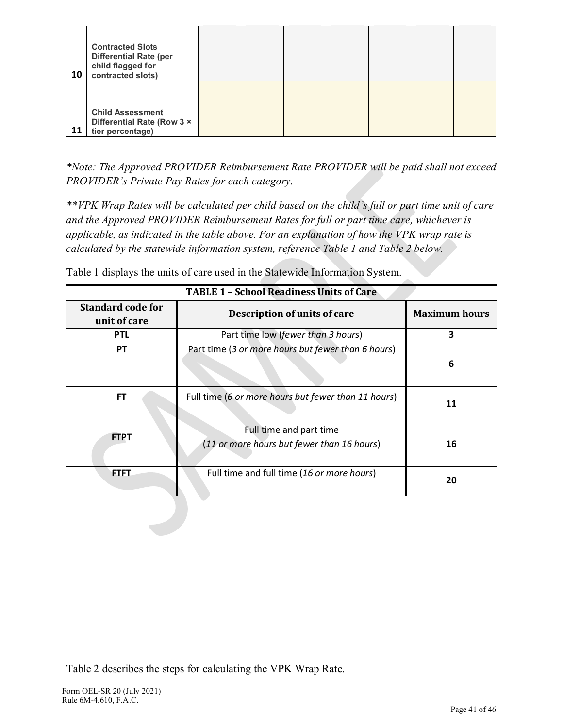| 10 | Contracted Slots Differential Rate (per child flagged for contracted slots) | | | | | | | |
|---|---|---|---|---|---|---|---|---|
| 11 | Child Assessment Differential Rate (Row 3 × tier percentage) | | | | | | | |

*\*Note: The Approved PROVIDER Reimbursement Rate PROVIDER will be paid shall not exceed PROVIDER's Private Pay Rates for each category.*

*\*\*VPK Wrap Rates will be calculated per child based on the child's full or part time unit of care and the Approved PROVIDER Reimbursement Rates for full or part time care, whichever is applicable, as indicated in the table above. For an explanation of how the VPK wrap rate is calculated by the statewide information system, reference Table 1 and Table 2 below.*

Table 1 displays the units of care used in the Statewide Information System.

**TABLE 1 – School Readiness Units of Care**

| Standard code for unit of care | Description of units of care | Maximum hours |
|---|---|---|
| **PTL** | Part time low (*fewer than 3 hours*) | **3** |
| **PT** | Part time (*3 or more hours but fewer than 6 hours*) | **6** |
| **FT** | Full time (*6 or more hours but fewer than 11 hours*) | **11** |
| **FTPT** | Full time and part time (*11 or more hours but fewer than 16 hours*) | **16** |
| **FTFT** | Full time and full time (*16 or more hours*) | **20** |

Table 2 describes the steps for calculating the VPK Wrap Rate.

Form OEL-SR 20 (July 2021)
Rule 6M-4.610, F.A.C.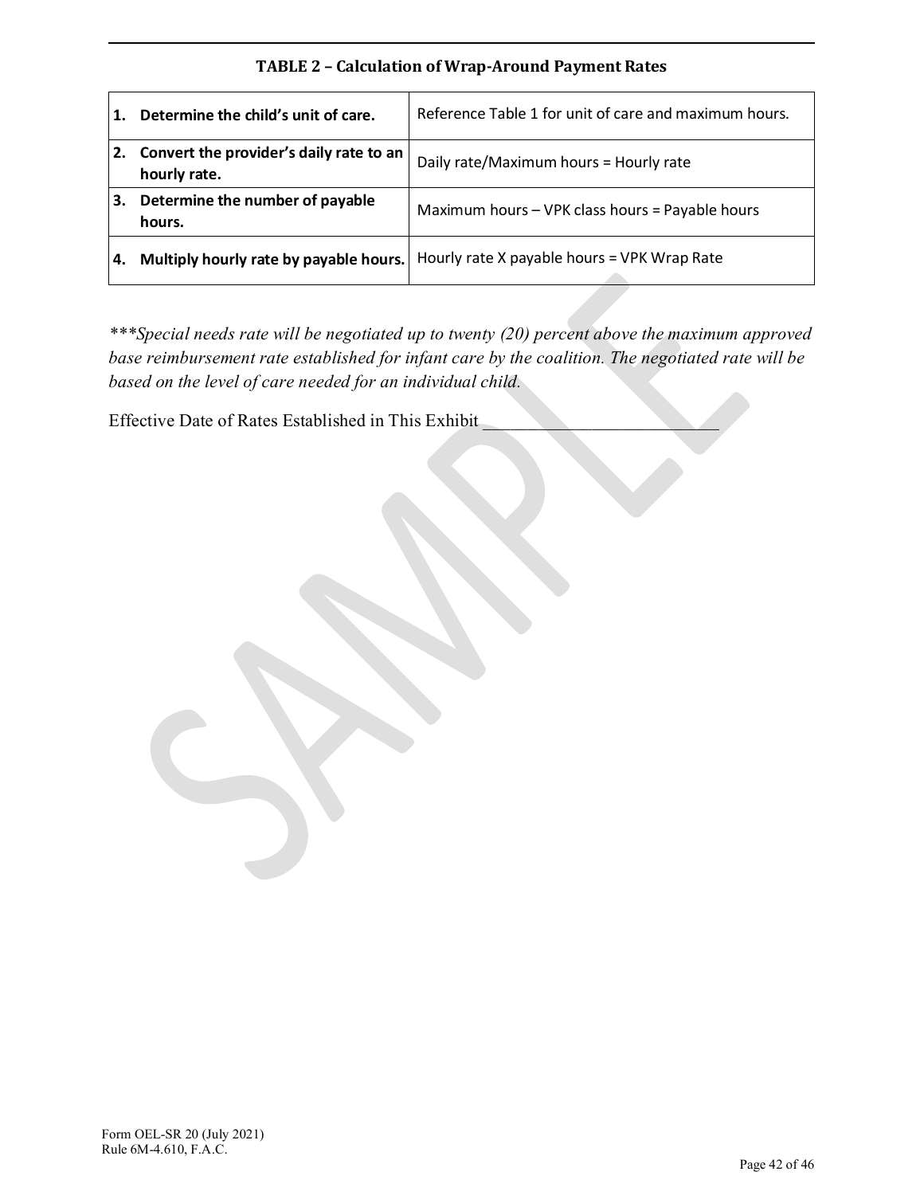### TABLE 2 – Calculation of Wrap-Around Payment Rates

| | |
|---|---|
| **1. Determine the child's unit of care.** | Reference Table 1 for unit of care and maximum hours. |
| **2. Convert the provider's daily rate to an hourly rate.** | Daily rate/Maximum hours = Hourly rate |
| **3. Determine the number of payable hours.** | Maximum hours – VPK class hours = Payable hours |
| **4. Multiply hourly rate by payable hours.** | Hourly rate X payable hours = VPK Wrap Rate |

****Special needs rate will be negotiated up to twenty (20) percent above the maximum approved base reimbursement rate established for infant care by the coalition. The negotiated rate will be based on the level of care needed for an individual child.*

Effective Date of Rates Established in This Exhibit ___________________________

Form OEL-SR 20 (July 2021)
Rule 6M-4.610, F.A.C.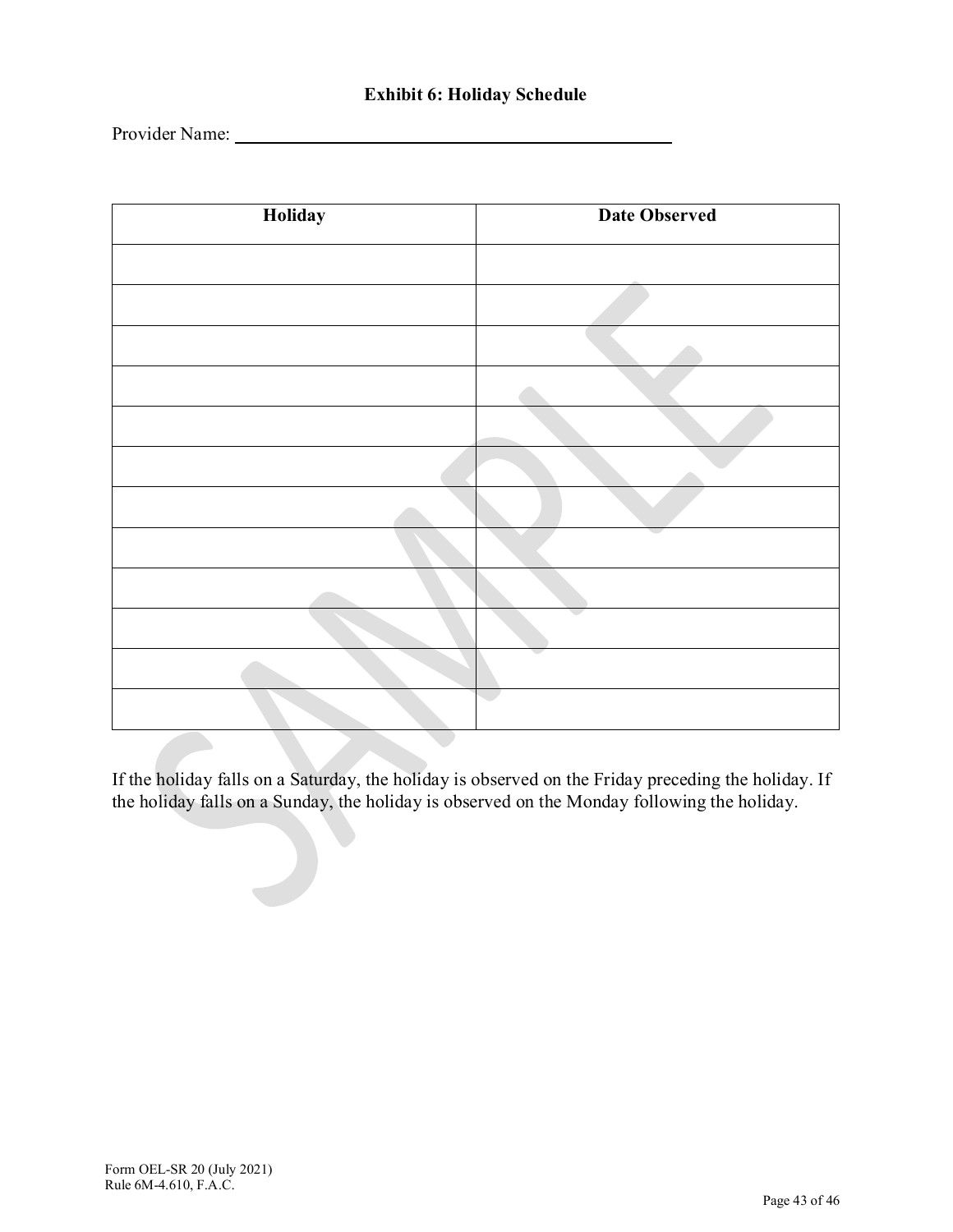**Exhibit 6: Holiday Schedule**

Provider Name: ____________________________________________

| Holiday | Date Observed |
|---|---|
| | |
| | |
| | |
| | |
| | |
| | |
| | |
| | |
| | |
| | |
| | |
| | |

If the holiday falls on a Saturday, the holiday is observed on the Friday preceding the holiday. If the holiday falls on a Sunday, the holiday is observed on the Monday following the holiday.

Form OEL-SR 20 (July 2021)
Rule 6M-4.610, F.A.C.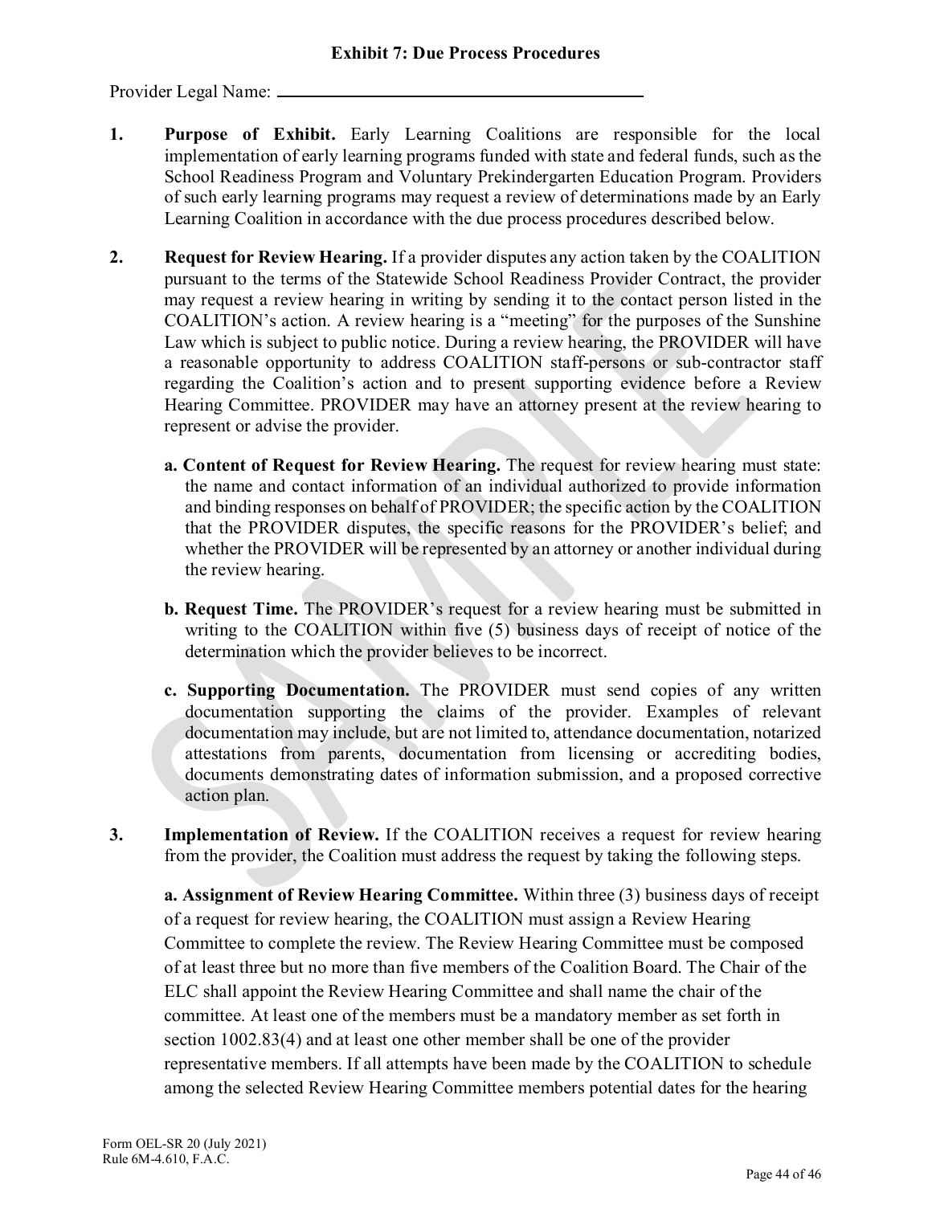## Exhibit 7: Due Process Procedures

Provider Legal Name: ________________________________________

1. **Purpose of Exhibit.** Early Learning Coalitions are responsible for the local implementation of early learning programs funded with state and federal funds, such as the School Readiness Program and Voluntary Prekindergarten Education Program. Providers of such early learning programs may request a review of determinations made by an Early Learning Coalition in accordance with the due process procedures described below.

2. **Request for Review Hearing.** If a provider disputes any action taken by the COALITION pursuant to the terms of the Statewide School Readiness Provider Contract, the provider may request a review hearing in writing by sending it to the contact person listed in the COALITION's action. A review hearing is a "meeting" for the purposes of the Sunshine Law which is subject to public notice. During a review hearing, the PROVIDER will have a reasonable opportunity to address COALITION staff-persons or sub-contractor staff regarding the Coalition's action and to present supporting evidence before a Review Hearing Committee. PROVIDER may have an attorney present at the review hearing to represent or advise the provider.

   **a. Content of Request for Review Hearing.** The request for review hearing must state: the name and contact information of an individual authorized to provide information and binding responses on behalf of PROVIDER; the specific action by the COALITION that the PROVIDER disputes, the specific reasons for the PROVIDER's belief; and whether the PROVIDER will be represented by an attorney or another individual during the review hearing.

   **b. Request Time.** The PROVIDER's request for a review hearing must be submitted in writing to the COALITION within five (5) business days of receipt of notice of the determination which the provider believes to be incorrect.

   **c. Supporting Documentation.** The PROVIDER must send copies of any written documentation supporting the claims of the provider. Examples of relevant documentation may include, but are not limited to, attendance documentation, notarized attestations from parents, documentation from licensing or accrediting bodies, documents demonstrating dates of information submission, and a proposed corrective action plan.

3. **Implementation of Review.** If the COALITION receives a request for review hearing from the provider, the Coalition must address the request by taking the following steps.

   **a. Assignment of Review Hearing Committee.** Within three (3) business days of receipt of a request for review hearing, the COALITION must assign a Review Hearing Committee to complete the review. The Review Hearing Committee must be composed of at least three but no more than five members of the Coalition Board. The Chair of the ELC shall appoint the Review Hearing Committee and shall name the chair of the committee. At least one of the members must be a mandatory member as set forth in section 1002.83(4) and at least one other member shall be one of the provider representative members. If all attempts have been made by the COALITION to schedule among the selected Review Hearing Committee members potential dates for the hearing

Form OEL-SR 20 (July 2021)
Rule 6M-4.610, F.A.C.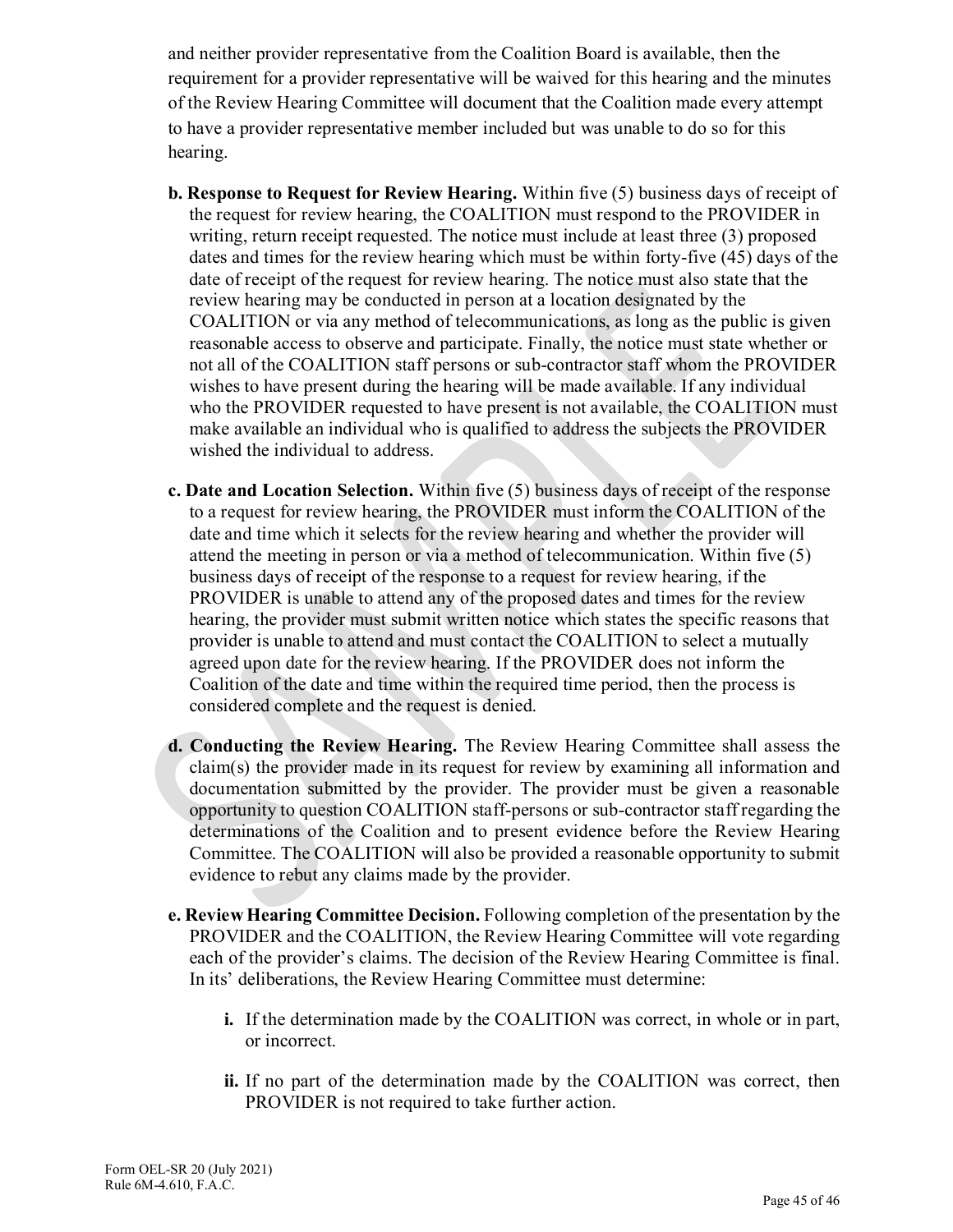and neither provider representative from the Coalition Board is available, then the requirement for a provider representative will be waived for this hearing and the minutes of the Review Hearing Committee will document that the Coalition made every attempt to have a provider representative member included but was unable to do so for this hearing.

**b. Response to Request for Review Hearing.** Within five (5) business days of receipt of the request for review hearing, the COALITION must respond to the PROVIDER in writing, return receipt requested. The notice must include at least three (3) proposed dates and times for the review hearing which must be within forty-five (45) days of the date of receipt of the request for review hearing. The notice must also state that the review hearing may be conducted in person at a location designated by the COALITION or via any method of telecommunications, as long as the public is given reasonable access to observe and participate. Finally, the notice must state whether or not all of the COALITION staff persons or sub-contractor staff whom the PROVIDER wishes to have present during the hearing will be made available. If any individual who the PROVIDER requested to have present is not available, the COALITION must make available an individual who is qualified to address the subjects the PROVIDER wished the individual to address.

**c. Date and Location Selection.** Within five (5) business days of receipt of the response to a request for review hearing, the PROVIDER must inform the COALITION of the date and time which it selects for the review hearing and whether the provider will attend the meeting in person or via a method of telecommunication. Within five (5) business days of receipt of the response to a request for review hearing, if the PROVIDER is unable to attend any of the proposed dates and times for the review hearing, the provider must submit written notice which states the specific reasons that provider is unable to attend and must contact the COALITION to select a mutually agreed upon date for the review hearing. If the PROVIDER does not inform the Coalition of the date and time within the required time period, then the process is considered complete and the request is denied.

**d. Conducting the Review Hearing.** The Review Hearing Committee shall assess the claim(s) the provider made in its request for review by examining all information and documentation submitted by the provider. The provider must be given a reasonable opportunity to question COALITION staff-persons or sub-contractor staff regarding the determinations of the Coalition and to present evidence before the Review Hearing Committee. The COALITION will also be provided a reasonable opportunity to submit evidence to rebut any claims made by the provider.

**e. Review Hearing Committee Decision.** Following completion of the presentation by the PROVIDER and the COALITION, the Review Hearing Committee will vote regarding each of the provider's claims. The decision of the Review Hearing Committee is final. In its' deliberations, the Review Hearing Committee must determine:

- **i.** If the determination made by the COALITION was correct, in whole or in part, or incorrect.
- **ii.** If no part of the determination made by the COALITION was correct, then PROVIDER is not required to take further action.

Form OEL-SR 20 (July 2021)
Rule 6M-4.610, F.A.C.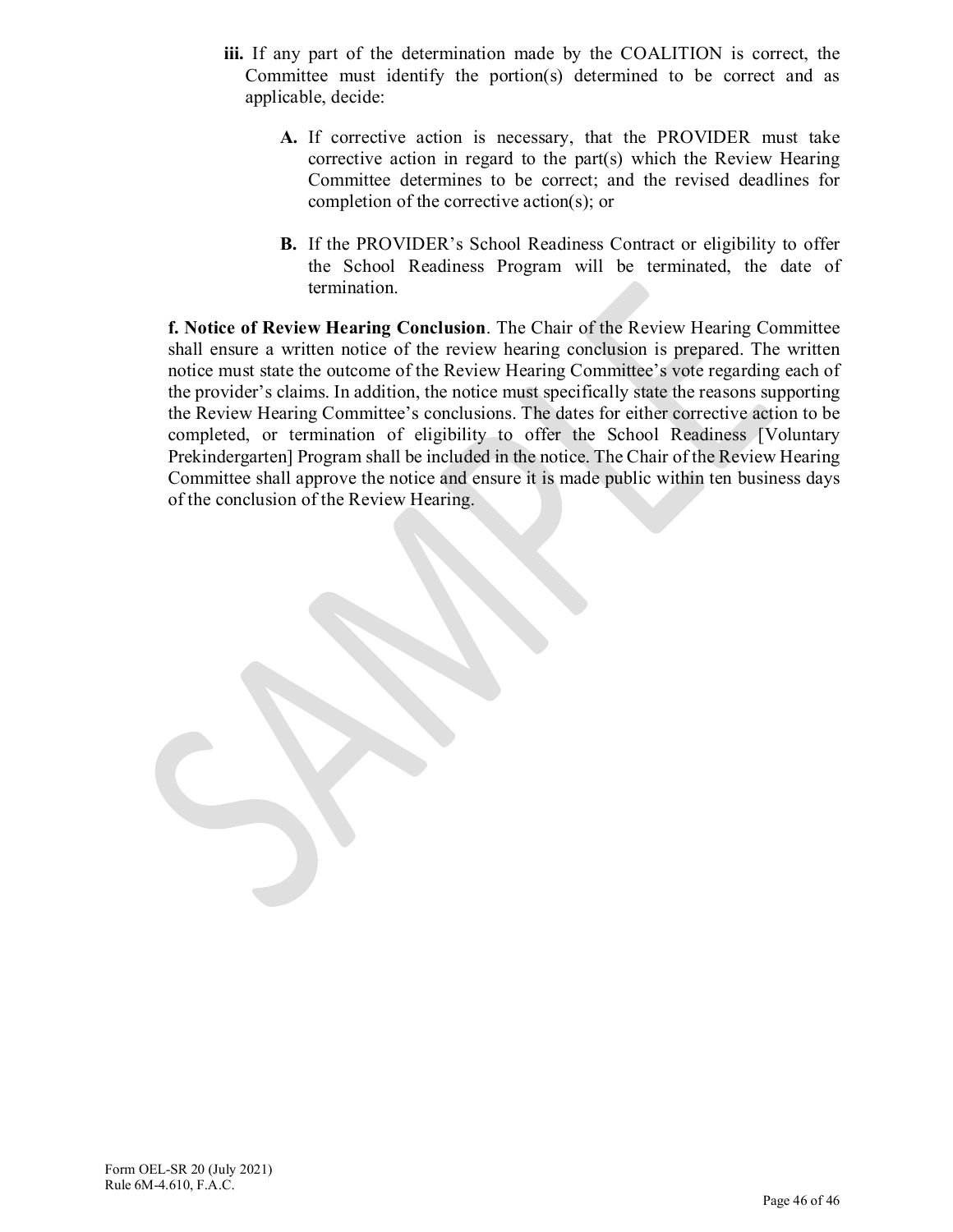**iii.** If any part of the determination made by the COALITION is correct, the Committee must identify the portion(s) determined to be correct and as applicable, decide:

**A.** If corrective action is necessary, that the PROVIDER must take corrective action in regard to the part(s) which the Review Hearing Committee determines to be correct; and the revised deadlines for completion of the corrective action(s); or

**B.** If the PROVIDER's School Readiness Contract or eligibility to offer the School Readiness Program will be terminated, the date of termination.

**f. Notice of Review Hearing Conclusion**. The Chair of the Review Hearing Committee shall ensure a written notice of the review hearing conclusion is prepared. The written notice must state the outcome of the Review Hearing Committee's vote regarding each of the provider's claims. In addition, the notice must specifically state the reasons supporting the Review Hearing Committee's conclusions. The dates for either corrective action to be completed, or termination of eligibility to offer the School Readiness [Voluntary Prekindergarten] Program shall be included in the notice. The Chair of the Review Hearing Committee shall approve the notice and ensure it is made public within ten business days of the conclusion of the Review Hearing.

Form OEL-SR 20 (July 2021)
Rule 6M-4.610, F.A.C.